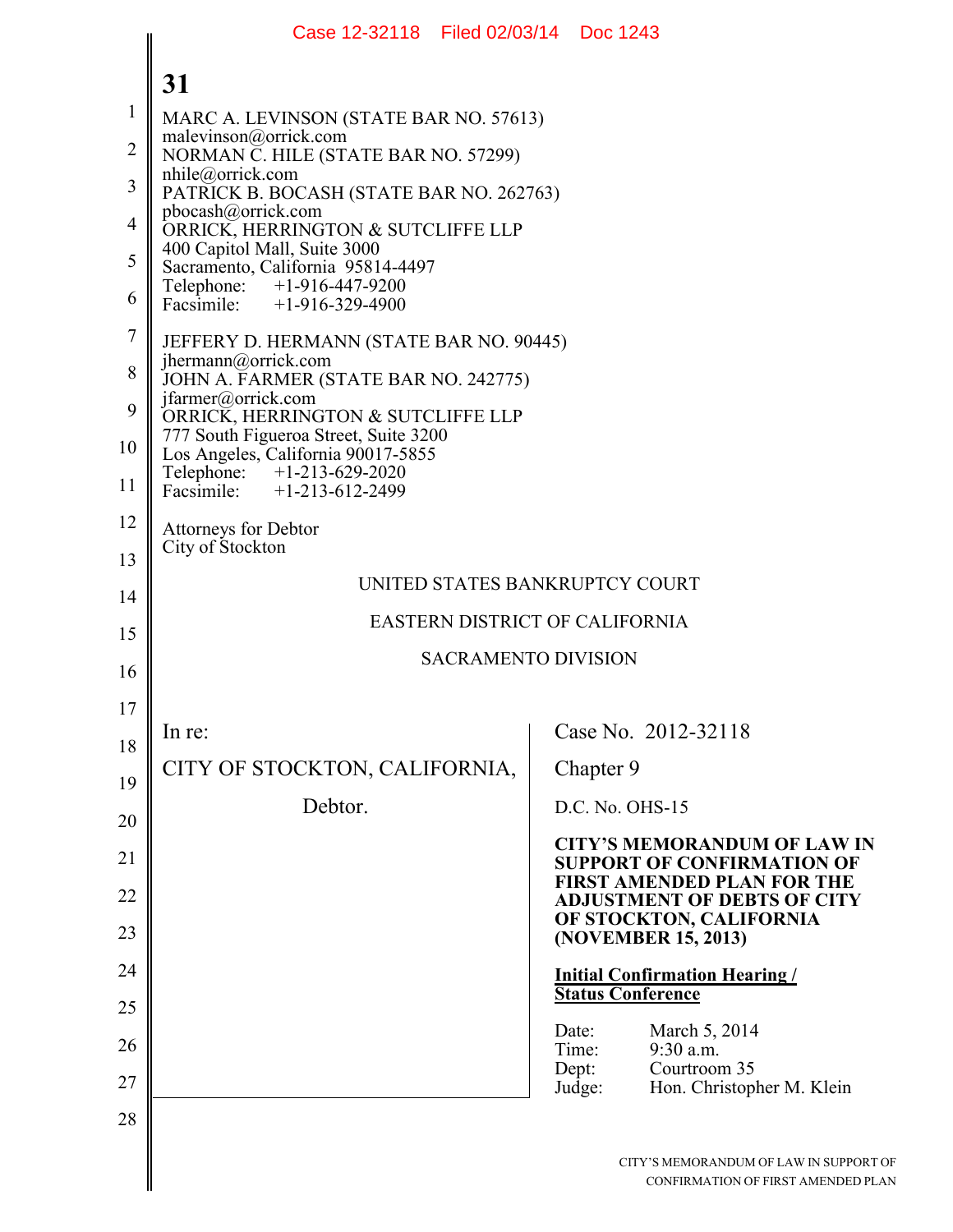MARC A. LEVINSON (STATE BAR NO. 57613)
malevinson@orrick.com
NORMAN C. HILE (STATE BAR NO. 57299)
nhile@orrick.com
PATRICK B. BOCASH (STATE BAR NO. 262763)
pbocash@orrick.com
ORRICK, HERRINGTON & SUTCLIFFE LLP
400 Capitol Mall, Suite 3000
Sacramento, California 95814-4497
Telephone: +1-916-447-9200
Facsimile: +1-916-329-4900

JEFFERY D. HERMANN (STATE BAR NO. 90445)
jhermann@orrick.com
JOHN A. FARMER (STATE BAR NO. 242775)
jfarmer@orrick.com
ORRICK, HERRINGTON & SUTCLIFFE LLP
777 South Figueroa Street, Suite 3200
Los Angeles, California 90017-5855
Telephone: +1-213-629-2020
Facsimile: +1-213-612-2499

Attorneys for Debtor
City of Stockton

UNITED STATES BANKRUPTCY COURT

EASTERN DISTRICT OF CALIFORNIA

SACRAMENTO DIVISION

In re:

CITY OF STOCKTON, CALIFORNIA,

Debtor.

Case No. 2012-32118

Chapter 9

D.C. No. OHS-15

**CITY'S MEMORANDUM OF LAW IN SUPPORT OF CONFIRMATION OF FIRST AMENDED PLAN FOR THE ADJUSTMENT OF DEBTS OF CITY OF STOCKTON, CALIFORNIA (NOVEMBER 15, 2013)**

**Initial Confirmation Hearing / Status Conference**

Date: March 5, 2014
Time: 9:30 a.m.
Dept: Courtroom 35
Judge: Hon. Christopher M. Klein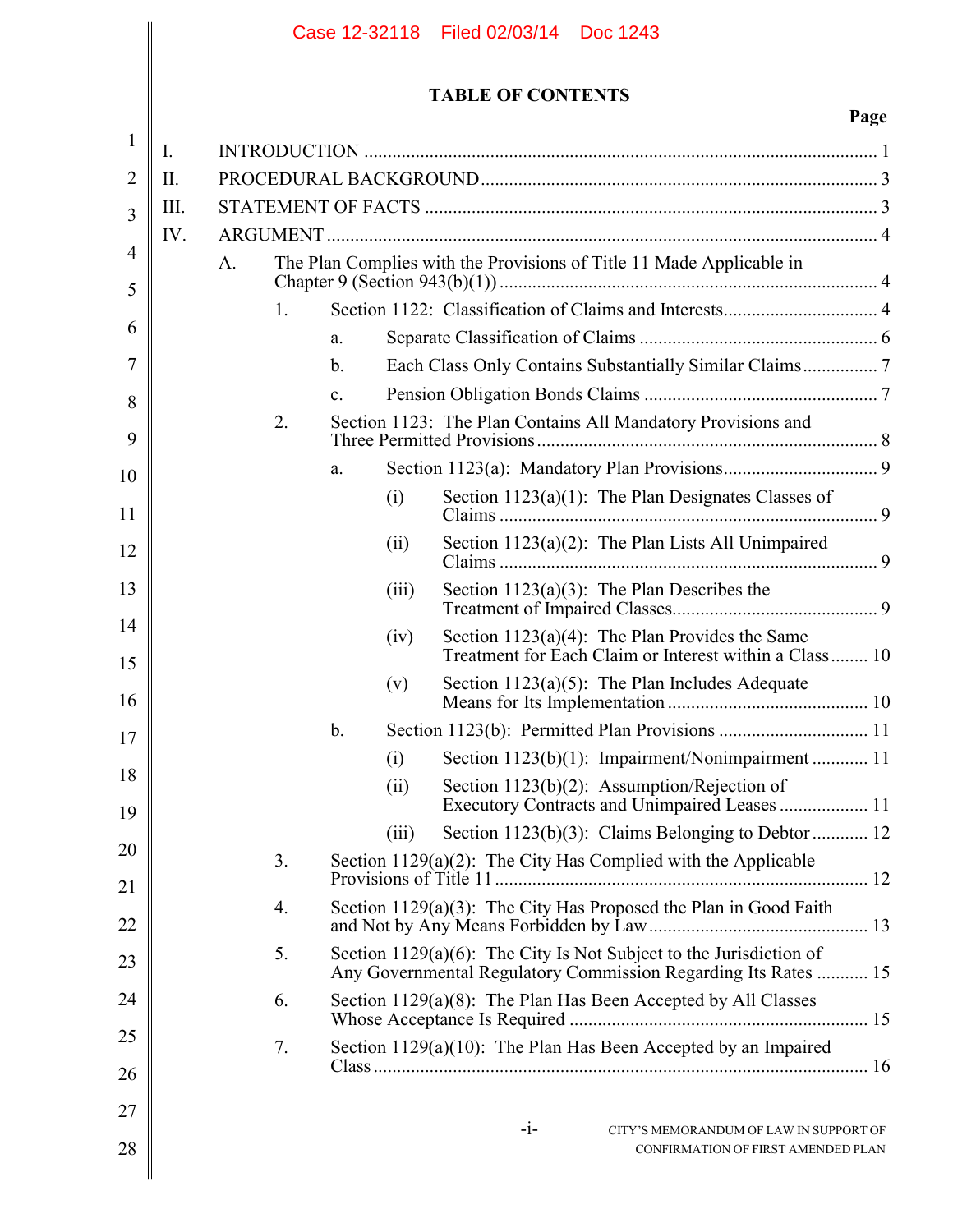# TABLE OF CONTENTS

| | Page |
|---|---|
| I. INTRODUCTION | 1 |
| II. PROCEDURAL BACKGROUND | 3 |
| III. STATEMENT OF FACTS | 3 |
| IV. ARGUMENT | 4 |
| A. The Plan Complies with the Provisions of Title 11 Made Applicable in Chapter 9 (Section 943(b)(1)) | 4 |
| 1. Section 1122: Classification of Claims and Interests | 4 |
| a. Separate Classification of Claims | 6 |
| b. Each Class Only Contains Substantially Similar Claims | 7 |
| c. Pension Obligation Bonds Claims | 7 |
| 2. Section 1123: The Plan Contains All Mandatory Provisions and Three Permitted Provisions | 8 |
| a. Section 1123(a): Mandatory Plan Provisions | 9 |
| (i) Section 1123(a)(1): The Plan Designates Classes of Claims | 9 |
| (ii) Section 1123(a)(2): The Plan Lists All Unimpaired Claims | 9 |
| (iii) Section 1123(a)(3): The Plan Describes the Treatment of Impaired Classes | 9 |
| (iv) Section 1123(a)(4): The Plan Provides the Same Treatment for Each Claim or Interest within a Class | 10 |
| (v) Section 1123(a)(5): The Plan Includes Adequate Means for Its Implementation | 10 |
| b. Section 1123(b): Permitted Plan Provisions | 11 |
| (i) Section 1123(b)(1): Impairment/Nonimpairment | 11 |
| (ii) Section 1123(b)(2): Assumption/Rejection of Executory Contracts and Unimpaired Leases | 11 |
| (iii) Section 1123(b)(3): Claims Belonging to Debtor | 12 |
| 3. Section 1129(a)(2): The City Has Complied with the Applicable Provisions of Title 11 | 12 |
| 4. Section 1129(a)(3): The City Has Proposed the Plan in Good Faith and Not by Any Means Forbidden by Law | 13 |
| 5. Section 1129(a)(6): The City Is Not Subject to the Jurisdiction of Any Governmental Regulatory Commission Regarding Its Rates | 15 |
| 6. Section 1129(a)(8): The Plan Has Been Accepted by All Classes Whose Acceptance Is Required | 15 |
| 7. Section 1129(a)(10): The Plan Has Been Accepted by an Impaired Class | 16 |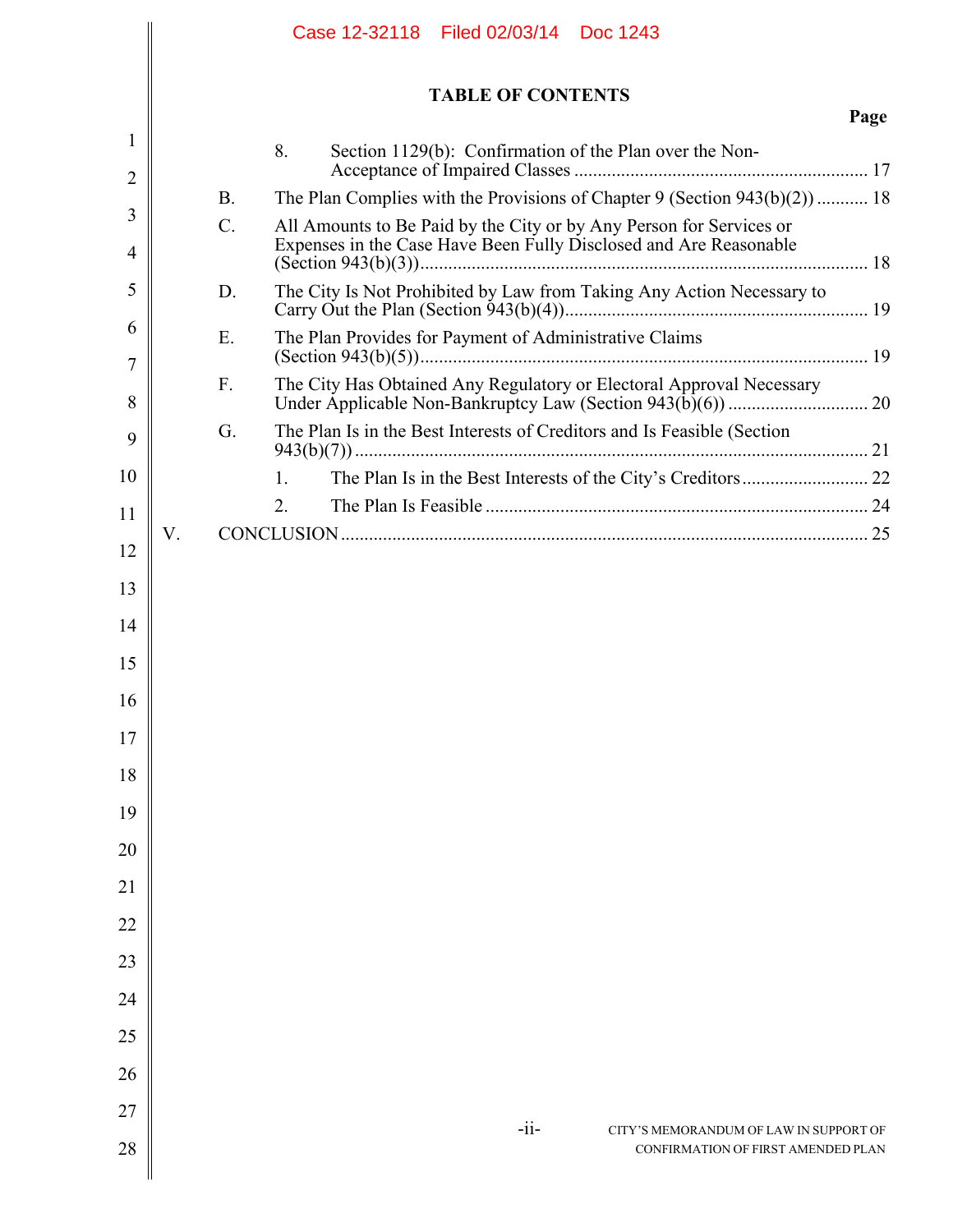## TABLE OF CONTENTS

**Page**

8. Section 1129(b): Confirmation of the Plan over the Non-Acceptance of Impaired Classes ............................................................... 17

B. The Plan Complies with the Provisions of Chapter 9 (Section 943(b)(2)) ........... 18

C. All Amounts to Be Paid by the City or by Any Person for Services or Expenses in the Case Have Been Fully Disclosed and Are Reasonable (Section 943(b)(3)).............................................................................................. 18

D. The City Is Not Prohibited by Law from Taking Any Action Necessary to Carry Out the Plan (Section 943(b)(4))................................................................ 19

E. The Plan Provides for Payment of Administrative Claims (Section 943(b)(5))............................................................................................... 19

F. The City Has Obtained Any Regulatory or Electoral Approval Necessary Under Applicable Non-Bankruptcy Law (Section 943(b)(6)) .............................. 20

G. The Plan Is in the Best Interests of Creditors and Is Feasible (Section 943(b)(7)) .............................................................................................................. 21

1. The Plan Is in the Best Interests of the City's Creditors........................... 22

2. The Plan Is Feasible ................................................................................. 24

V. CONCLUSION ................................................................................................................ 25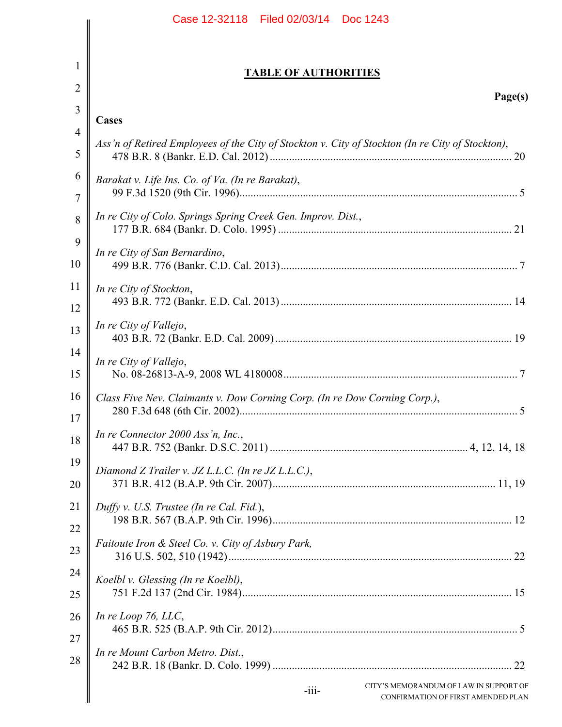## TABLE OF AUTHORITIES

**Page(s)**

**Cases**

*Ass'n of Retired Employees of the City of Stockton v. City of Stockton (In re City of Stockton)*,
478 B.R. 8 (Bankr. E.D. Cal. 2012) ........................................................................ 20

*Barakat v. Life Ins. Co. of Va. (In re Barakat)*,
99 F.3d 1520 (9th Cir. 1996)........................................................................................ 5

*In re City of Colo. Springs Spring Creek Gen. Improv. Dist.*,
177 B.R. 684 (Bankr. D. Colo. 1995) ........................................................................ 21

*In re City of San Bernardino*,
499 B.R. 776 (Bankr. C.D. Cal. 2013)......................................................................... 7

*In re City of Stockton*,
493 B.R. 772 (Bankr. E.D. Cal. 2013) ........................................................................ 14

*In re City of Vallejo*,
403 B.R. 72 (Bankr. E.D. Cal. 2009) .......................................................................... 19

*In re City of Vallejo*,
No. 08-26813-A-9, 2008 WL 4180008 ......................................................................... 7

*Class Five Nev. Claimants v. Dow Corning Corp. (In re Dow Corning Corp.)*,
280 F.3d 648 (6th Cir. 2002)........................................................................................ 5

*In re Connector 2000 Ass'n, Inc.*,
447 B.R. 752 (Bankr. D.S.C. 2011) ........................................................... 4, 12, 14, 18

*Diamond Z Trailer v. JZ L.L.C. (In re JZ L.L.C.)*,
371 B.R. 412 (B.A.P. 9th Cir. 2007)..................................................................... 11, 19

*Duffy v. U.S. Trustee (In re Cal. Fid.)*,
198 B.R. 567 (B.A.P. 9th Cir. 1996)........................................................................... 12

*Faitoute Iron & Steel Co. v. City of Asbury Park,*
316 U.S. 502, 510 (1942)........................................................................................... 22

*Koelbl v. Glessing (In re Koelbl)*,
751 F.2d 137 (2nd Cir. 1984)...................................................................................... 15

*In re Loop 76, LLC*,
465 B.R. 525 (B.A.P. 9th Cir. 2012)............................................................................. 5

*In re Mount Carbon Metro. Dist.*,
242 B.R. 18 (Bankr. D. Colo. 1999) .......................................................................... 22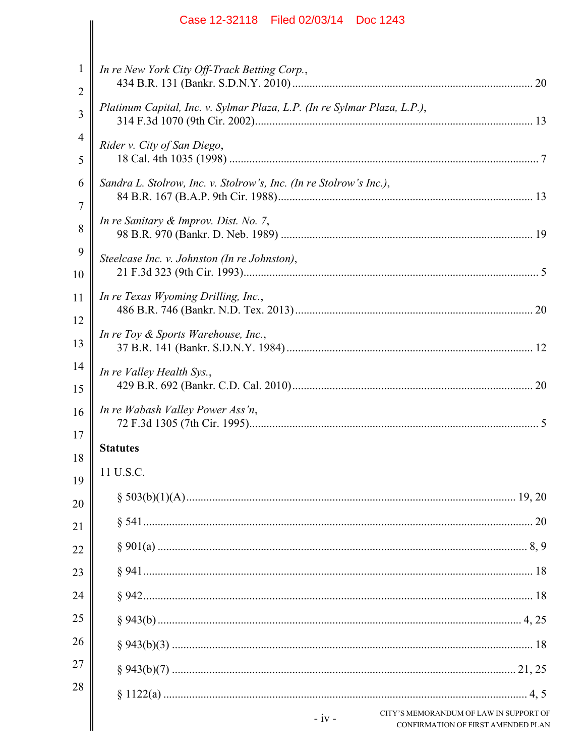*In re New York City Off-Track Betting Corp.*,
434 B.R. 131 (Bankr. S.D.N.Y. 2010) .................................................................................. 20

*Platinum Capital, Inc. v. Sylmar Plaza, L.P. (In re Sylmar Plaza, L.P.)*,
314 F.3d 1070 (9th Cir. 2002) ............................................................................................. 13

*Rider v. City of San Diego*,
18 Cal. 4th 1035 (1998) .......................................................................................................... 7

*Sandra L. Stolrow, Inc. v. Stolrow's, Inc. (In re Stolrow's Inc.)*,
84 B.R. 167 (B.A.P. 9th Cir. 1988) ...................................................................................... 13

*In re Sanitary & Improv. Dist. No. 7*,
98 B.R. 970 (Bankr. D. Neb. 1989) ..................................................................................... 19

*Steelcase Inc. v. Johnston (In re Johnston)*,
21 F.3d 323 (9th Cir. 1993) .................................................................................................... 5

*In re Texas Wyoming Drilling, Inc.*,
486 B.R. 746 (Bankr. N.D. Tex. 2013) ................................................................................ 20

*In re Toy & Sports Warehouse, Inc.*,
37 B.R. 141 (Bankr. S.D.N.Y. 1984) .................................................................................... 12

*In re Valley Health Sys.*,
429 B.R. 692 (Bankr. C.D. Cal. 2010) ................................................................................. 20

*In re Wabash Valley Power Ass'n*,
72 F.3d 1305 (7th Cir. 1995) ................................................................................................... 5

**Statutes**

11 U.S.C.

§ 503(b)(1)(A) ....................................................................................................... 19, 20

§ 541 ......................................................................................................................... 20

§ 901(a) ..................................................................................................................... 8, 9

§ 941 ......................................................................................................................... 18

§ 942 ......................................................................................................................... 18

§ 943(b) .................................................................................................................... 4, 25

§ 943(b)(3) ................................................................................................................ 18

§ 943(b)(7) ................................................................................................................ 21, 25

§ 1122(a) .................................................................................................................. 4, 5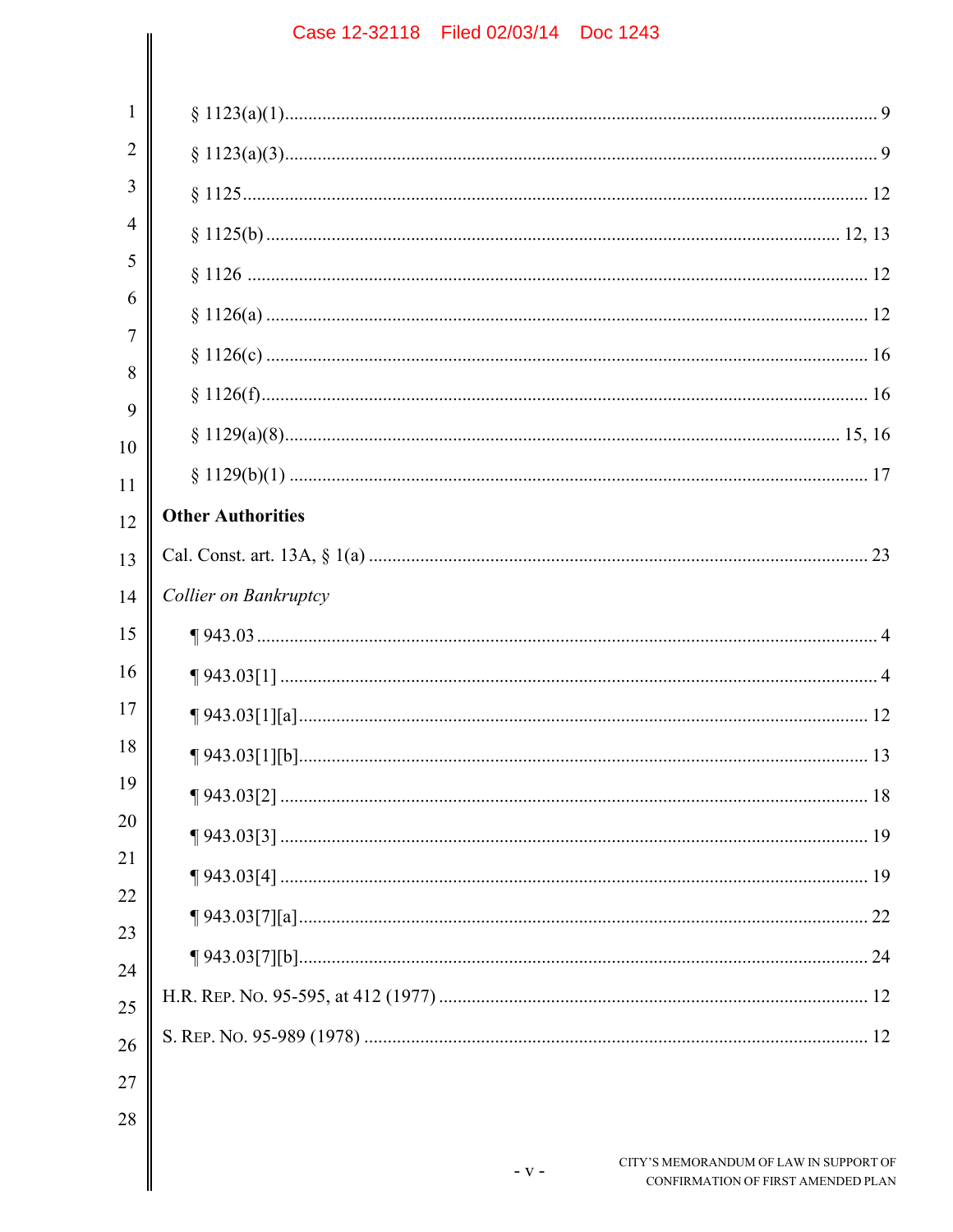§ 1123(a)(1) ..... 9

§ 1123(a)(3) ..... 9

§ 1125 ..... 12

§ 1125(b) ..... 12, 13

§ 1126 ..... 12

§ 1126(a) ..... 12

§ 1126(c) ..... 16

§ 1126(f) ..... 16

§ 1129(a)(8) ..... 15, 16

§ 1129(b)(1) ..... 17

**Other Authorities**

Cal. Const. art. 13A, § 1(a) ..... 23

*Collier on Bankruptcy*

¶ 943.03 ..... 4

¶ 943.03[1] ..... 4

¶ 943.03[1][a] ..... 12

¶ 943.03[1][b] ..... 13

¶ 943.03[2] ..... 18

¶ 943.03[3] ..... 19

¶ 943.03[4] ..... 19

¶ 943.03[7][a] ..... 22

¶ 943.03[7][b] ..... 24

H.R. REP. NO. 95-595, at 412 (1977) ..... 12

S. REP. NO. 95-989 (1978) ..... 12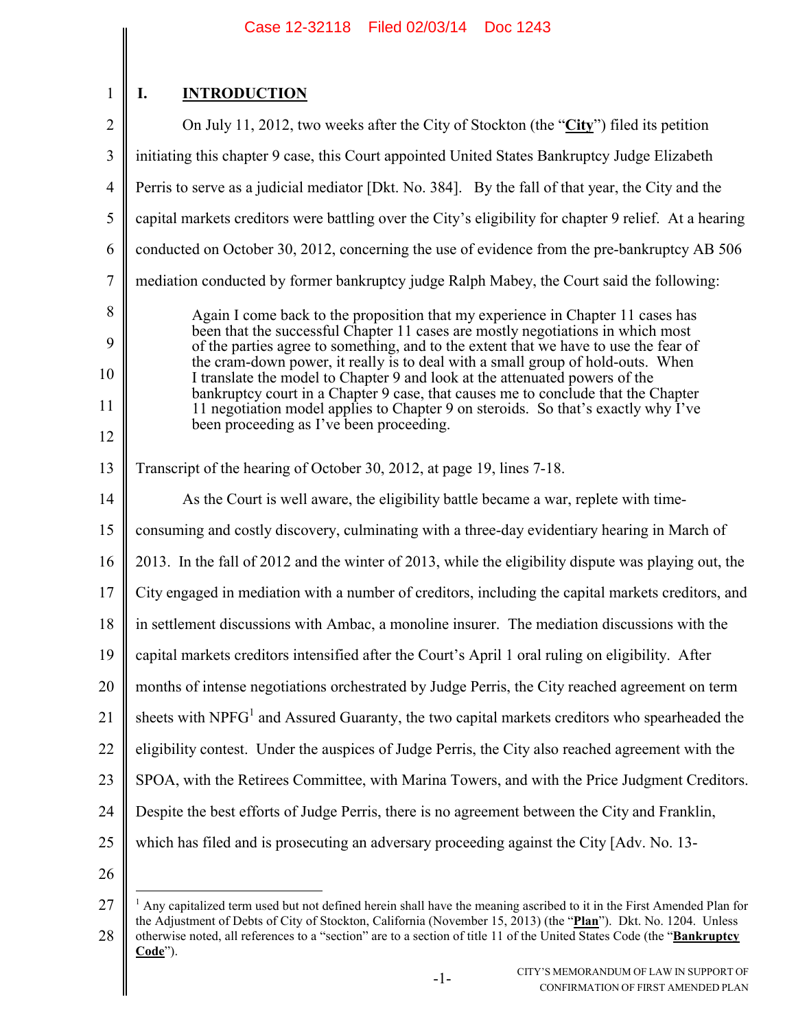# I. INTRODUCTION

On July 11, 2012, two weeks after the City of Stockton (the "**City**") filed its petition initiating this chapter 9 case, this Court appointed United States Bankruptcy Judge Elizabeth Perris to serve as a judicial mediator [Dkt. No. 384]. By the fall of that year, the City and the capital markets creditors were battling over the City's eligibility for chapter 9 relief. At a hearing conducted on October 30, 2012, concerning the use of evidence from the pre-bankruptcy AB 506 mediation conducted by former bankruptcy judge Ralph Mabey, the Court said the following:

> Again I come back to the proposition that my experience in Chapter 11 cases has been that the successful Chapter 11 cases are mostly negotiations in which most of the parties agree to something, and to the extent that we have to use the fear of the cram-down power, it really is to deal with a small group of hold-outs. When I translate the model to Chapter 9 and look at the attenuated powers of the bankruptcy court in a Chapter 9 case, that causes me to conclude that the Chapter 11 negotiation model applies to Chapter 9 on steroids. So that's exactly why I've been proceeding as I've been proceeding.

Transcript of the hearing of October 30, 2012, at page 19, lines 7-18.

As the Court is well aware, the eligibility battle became a war, replete with time-consuming and costly discovery, culminating with a three-day evidentiary hearing in March of 2013. In the fall of 2012 and the winter of 2013, while the eligibility dispute was playing out, the City engaged in mediation with a number of creditors, including the capital markets creditors, and in settlement discussions with Ambac, a monoline insurer. The mediation discussions with the capital markets creditors intensified after the Court's April 1 oral ruling on eligibility. After months of intense negotiations orchestrated by Judge Perris, the City reached agreement on term sheets with NPFG[1] and Assured Guaranty, the two capital markets creditors who spearheaded the eligibility contest. Under the auspices of Judge Perris, the City also reached agreement with the SPOA, with the Retirees Committee, with Marina Towers, and with the Price Judgment Creditors. Despite the best efforts of Judge Perris, there is no agreement between the City and Franklin, which has filed and is prosecuting an adversary proceeding against the City [Adv. No. 13-

---

[1] Any capitalized term used but not defined herein shall have the meaning ascribed to it in the First Amended Plan for the Adjustment of Debts of City of Stockton, California (November 15, 2013) (the "**Plan**"). Dkt. No. 1204. Unless otherwise noted, all references to a "section" are to a section of title 11 of the United States Code (the "**Bankruptcy Code**").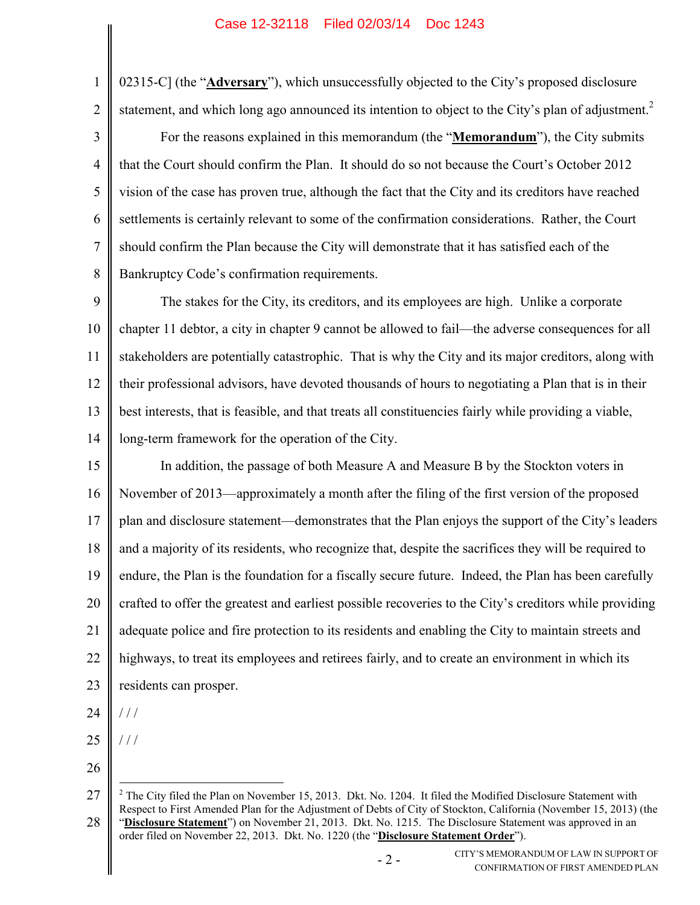02315-C] (the "**Adversary**"), which unsuccessfully objected to the City's proposed disclosure statement, and which long ago announced its intention to object to the City's plan of adjustment.[2]

For the reasons explained in this memorandum (the "**Memorandum**"), the City submits that the Court should confirm the Plan. It should do so not because the Court's October 2012 vision of the case has proven true, although the fact that the City and its creditors have reached settlements is certainly relevant to some of the confirmation considerations. Rather, the Court should confirm the Plan because the City will demonstrate that it has satisfied each of the Bankruptcy Code's confirmation requirements.

The stakes for the City, its creditors, and its employees are high. Unlike a corporate chapter 11 debtor, a city in chapter 9 cannot be allowed to fail—the adverse consequences for all stakeholders are potentially catastrophic. That is why the City and its major creditors, along with their professional advisors, have devoted thousands of hours to negotiating a Plan that is in their best interests, that is feasible, and that treats all constituencies fairly while providing a viable, long-term framework for the operation of the City.

In addition, the passage of both Measure A and Measure B by the Stockton voters in November of 2013—approximately a month after the filing of the first version of the proposed plan and disclosure statement—demonstrates that the Plan enjoys the support of the City's leaders and a majority of its residents, who recognize that, despite the sacrifices they will be required to endure, the Plan is the foundation for a fiscally secure future. Indeed, the Plan has been carefully crafted to offer the greatest and earliest possible recoveries to the City's creditors while providing adequate police and fire protection to its residents and enabling the City to maintain streets and highways, to treat its employees and retirees fairly, and to create an environment in which its residents can prosper.

/ / /

/ / /

---

[2] The City filed the Plan on November 15, 2013. Dkt. No. 1204. It filed the Modified Disclosure Statement with Respect to First Amended Plan for the Adjustment of Debts of City of Stockton, California (November 15, 2013) (the "**Disclosure Statement**") on November 21, 2013. Dkt. No. 1215. The Disclosure Statement was approved in an order filed on November 22, 2013. Dkt. No. 1220 (the "**Disclosure Statement Order**").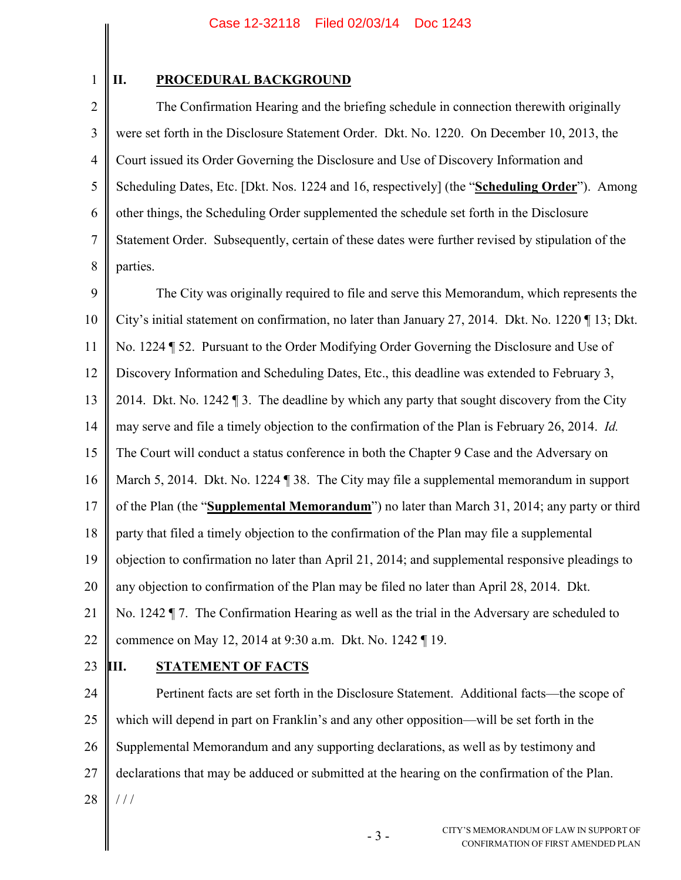## II. PROCEDURAL BACKGROUND

The Confirmation Hearing and the briefing schedule in connection therewith originally were set forth in the Disclosure Statement Order. Dkt. No. 1220. On December 10, 2013, the Court issued its Order Governing the Disclosure and Use of Discovery Information and Scheduling Dates, Etc. [Dkt. Nos. 1224 and 16, respectively] (the "**Scheduling Order**"). Among other things, the Scheduling Order supplemented the schedule set forth in the Disclosure Statement Order. Subsequently, certain of these dates were further revised by stipulation of the parties.

The City was originally required to file and serve this Memorandum, which represents the City's initial statement on confirmation, no later than January 27, 2014. Dkt. No. 1220 ¶ 13; Dkt. No. 1224 ¶ 52. Pursuant to the Order Modifying Order Governing the Disclosure and Use of Discovery Information and Scheduling Dates, Etc., this deadline was extended to February 3, 2014. Dkt. No. 1242 ¶ 3. The deadline by which any party that sought discovery from the City may serve and file a timely objection to the confirmation of the Plan is February 26, 2014. *Id.* The Court will conduct a status conference in both the Chapter 9 Case and the Adversary on March 5, 2014. Dkt. No. 1224 ¶ 38. The City may file a supplemental memorandum in support of the Plan (the "**Supplemental Memorandum**") no later than March 31, 2014; any party or third party that filed a timely objection to the confirmation of the Plan may file a supplemental objection to confirmation no later than April 21, 2014; and supplemental responsive pleadings to any objection to confirmation of the Plan may be filed no later than April 28, 2014. Dkt. No. 1242 ¶ 7. The Confirmation Hearing as well as the trial in the Adversary are scheduled to commence on May 12, 2014 at 9:30 a.m. Dkt. No. 1242 ¶ 19.

## III. STATEMENT OF FACTS

Pertinent facts are set forth in the Disclosure Statement. Additional facts—the scope of which will depend in part on Franklin's and any other opposition—will be set forth in the Supplemental Memorandum and any supporting declarations, as well as by testimony and declarations that may be adduced or submitted at the hearing on the confirmation of the Plan.

/ / /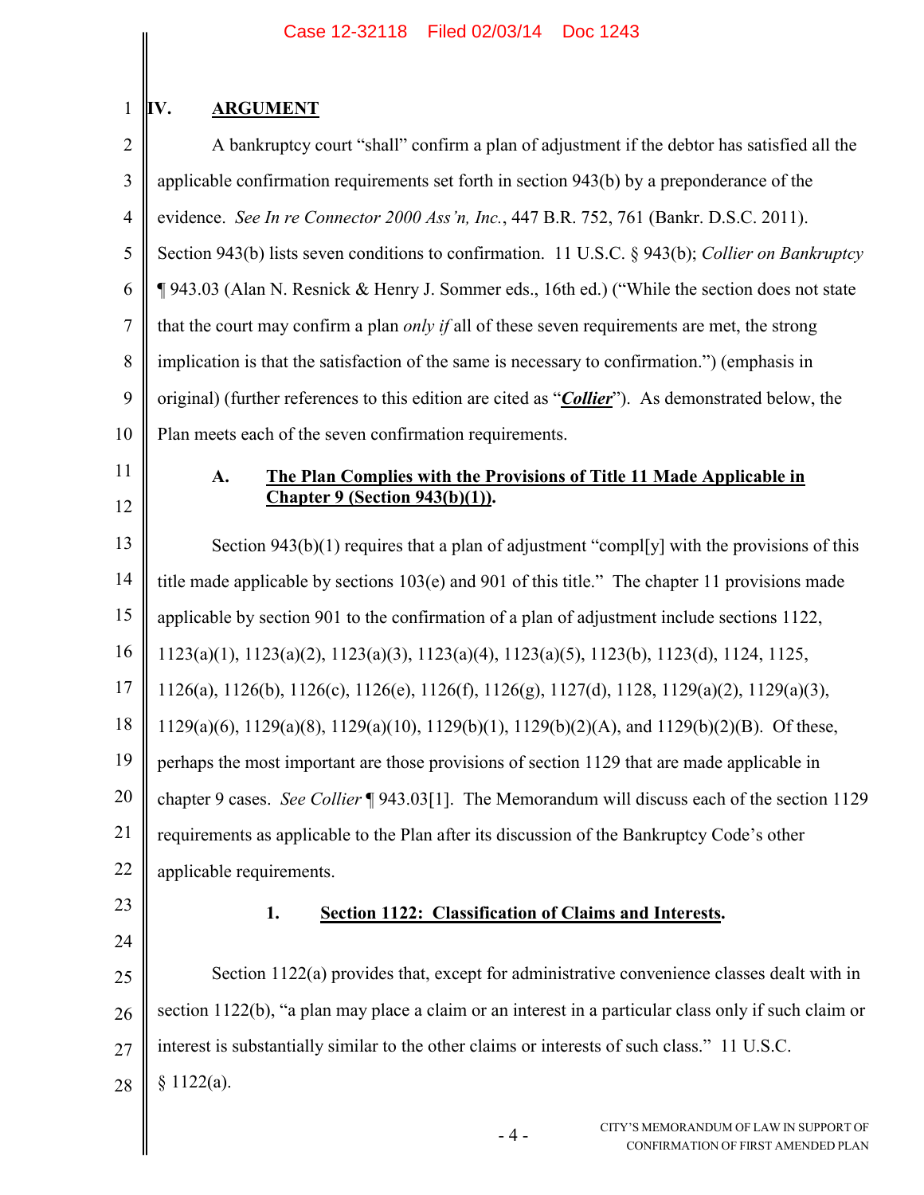## IV. ARGUMENT

A bankruptcy court "shall" confirm a plan of adjustment if the debtor has satisfied all the applicable confirmation requirements set forth in section 943(b) by a preponderance of the evidence. *See In re Connector 2000 Ass'n, Inc.*, 447 B.R. 752, 761 (Bankr. D.S.C. 2011). Section 943(b) lists seven conditions to confirmation. 11 U.S.C. § 943(b); *Collier on Bankruptcy* ¶ 943.03 (Alan N. Resnick & Henry J. Sommer eds., 16th ed.) ("While the section does not state that the court may confirm a plan *only if* all of these seven requirements are met, the strong implication is that the satisfaction of the same is necessary to confirmation.") (emphasis in original) (further references to this edition are cited as "***Collier***"). As demonstrated below, the Plan meets each of the seven confirmation requirements.

### A. The Plan Complies with the Provisions of Title 11 Made Applicable in Chapter 9 (Section 943(b)(1)).

Section 943(b)(1) requires that a plan of adjustment "compl[y] with the provisions of this title made applicable by sections 103(e) and 901 of this title." The chapter 11 provisions made applicable by section 901 to the confirmation of a plan of adjustment include sections 1122, 1123(a)(1), 1123(a)(2), 1123(a)(3), 1123(a)(4), 1123(a)(5), 1123(b), 1123(d), 1124, 1125, 1126(a), 1126(b), 1126(c), 1126(e), 1126(f), 1126(g), 1127(d), 1128, 1129(a)(2), 1129(a)(3), 1129(a)(6), 1129(a)(8), 1129(a)(10), 1129(b)(1), 1129(b)(2)(A), and 1129(b)(2)(B). Of these, perhaps the most important are those provisions of section 1129 that are made applicable in chapter 9 cases. *See Collier* ¶ 943.03[1]. The Memorandum will discuss each of the section 1129 requirements as applicable to the Plan after its discussion of the Bankruptcy Code's other applicable requirements.

#### 1. Section 1122: Classification of Claims and Interests.

Section 1122(a) provides that, except for administrative convenience classes dealt with in section 1122(b), "a plan may place a claim or an interest in a particular class only if such claim or interest is substantially similar to the other claims or interests of such class." 11 U.S.C. § 1122(a).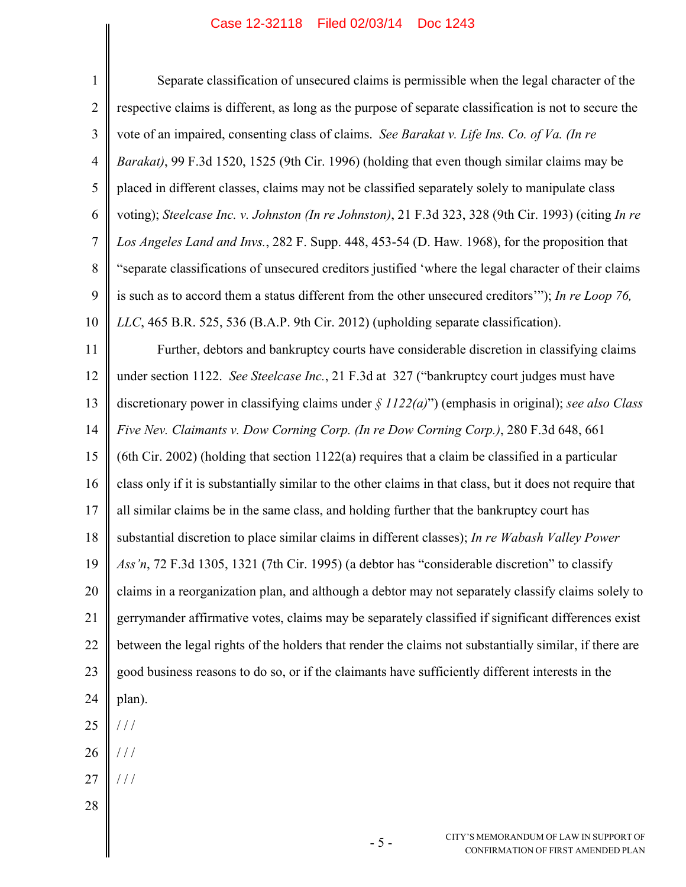Separate classification of unsecured claims is permissible when the legal character of the respective claims is different, as long as the purpose of separate classification is not to secure the vote of an impaired, consenting class of claims. *See Barakat v. Life Ins. Co. of Va. (In re Barakat)*, 99 F.3d 1520, 1525 (9th Cir. 1996) (holding that even though similar claims may be placed in different classes, claims may not be classified separately solely to manipulate class voting); *Steelcase Inc. v. Johnston (In re Johnston)*, 21 F.3d 323, 328 (9th Cir. 1993) (citing *In re Los Angeles Land and Invs.*, 282 F. Supp. 448, 453-54 (D. Haw. 1968), for the proposition that "separate classifications of unsecured creditors justified 'where the legal character of their claims is such as to accord them a status different from the other unsecured creditors'"); *In re Loop 76, LLC*, 465 B.R. 525, 536 (B.A.P. 9th Cir. 2012) (upholding separate classification).

Further, debtors and bankruptcy courts have considerable discretion in classifying claims under section 1122. *See Steelcase Inc.*, 21 F.3d at 327 ("bankruptcy court judges must have discretionary power in classifying claims under *§ 1122(a)*") (emphasis in original); *see also Class Five Nev. Claimants v. Dow Corning Corp. (In re Dow Corning Corp.)*, 280 F.3d 648, 661 (6th Cir. 2002) (holding that section 1122(a) requires that a claim be classified in a particular class only if it is substantially similar to the other claims in that class, but it does not require that all similar claims be in the same class, and holding further that the bankruptcy court has substantial discretion to place similar claims in different classes); *In re Wabash Valley Power Ass'n*, 72 F.3d 1305, 1321 (7th Cir. 1995) (a debtor has "considerable discretion" to classify claims in a reorganization plan, and although a debtor may not separately classify claims solely to gerrymander affirmative votes, claims may be separately classified if significant differences exist between the legal rights of the holders that render the claims not substantially similar, if there are good business reasons to do so, or if the claimants have sufficiently different interests in the plan).

/ / /

/ / /

/ / /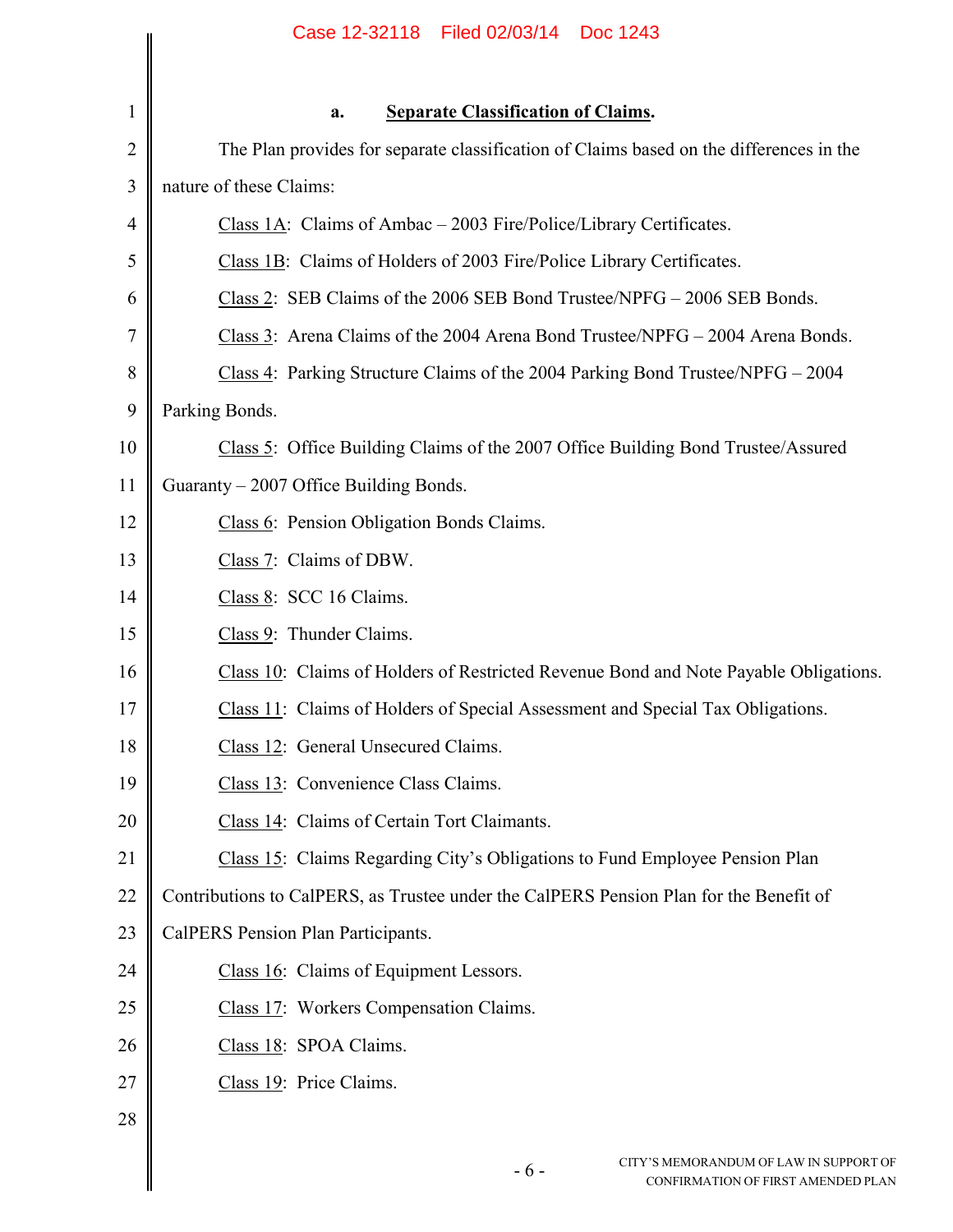**a. Separate Classification of Claims.**

The Plan provides for separate classification of Claims based on the differences in the nature of these Claims:

Class 1A: Claims of Ambac – 2003 Fire/Police/Library Certificates.

Class 1B: Claims of Holders of 2003 Fire/Police Library Certificates.

Class 2: SEB Claims of the 2006 SEB Bond Trustee/NPFG – 2006 SEB Bonds.

Class 3: Arena Claims of the 2004 Arena Bond Trustee/NPFG – 2004 Arena Bonds.

Class 4: Parking Structure Claims of the 2004 Parking Bond Trustee/NPFG – 2004 Parking Bonds.

Class 5: Office Building Claims of the 2007 Office Building Bond Trustee/Assured Guaranty – 2007 Office Building Bonds.

Class 6: Pension Obligation Bonds Claims.

Class 7: Claims of DBW.

Class 8: SCC 16 Claims.

Class 9: Thunder Claims.

Class 10: Claims of Holders of Restricted Revenue Bond and Note Payable Obligations.

Class 11: Claims of Holders of Special Assessment and Special Tax Obligations.

Class 12: General Unsecured Claims.

Class 13: Convenience Class Claims.

Class 14: Claims of Certain Tort Claimants.

Class 15: Claims Regarding City's Obligations to Fund Employee Pension Plan Contributions to CalPERS, as Trustee under the CalPERS Pension Plan for the Benefit of CalPERS Pension Plan Participants.

Class 16: Claims of Equipment Lessors.

Class 17: Workers Compensation Claims.

Class 18: SPOA Claims.

Class 19: Price Claims.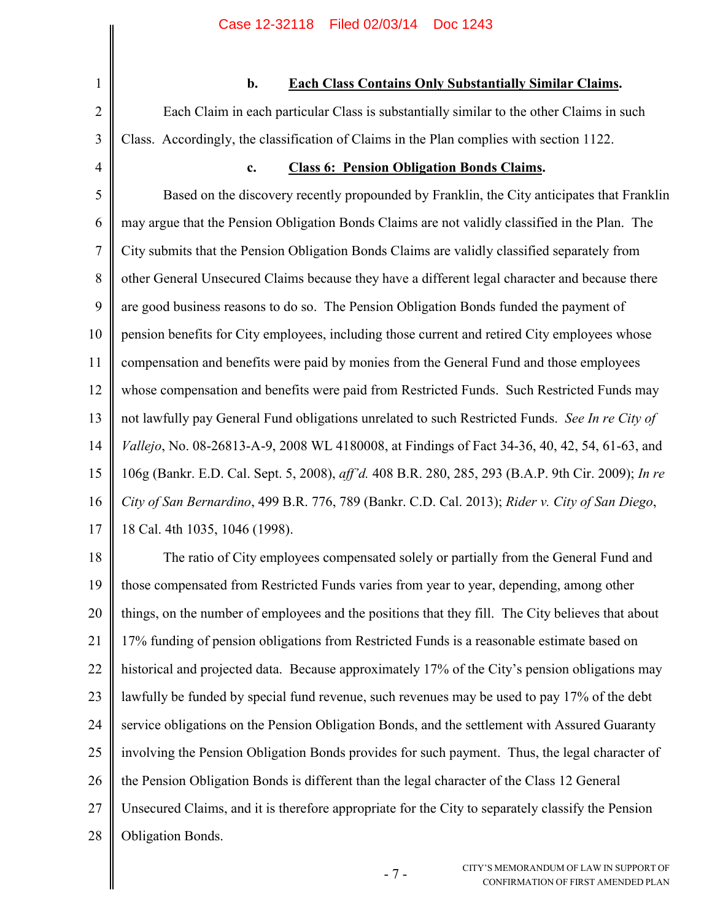**b. Each Class Contains Only Substantially Similar Claims.**

Each Claim in each particular Class is substantially similar to the other Claims in such Class. Accordingly, the classification of Claims in the Plan complies with section 1122.

**c. Class 6: Pension Obligation Bonds Claims.**

Based on the discovery recently propounded by Franklin, the City anticipates that Franklin may argue that the Pension Obligation Bonds Claims are not validly classified in the Plan. The City submits that the Pension Obligation Bonds Claims are validly classified separately from other General Unsecured Claims because they have a different legal character and because there are good business reasons to do so. The Pension Obligation Bonds funded the payment of pension benefits for City employees, including those current and retired City employees whose compensation and benefits were paid by monies from the General Fund and those employees whose compensation and benefits were paid from Restricted Funds. Such Restricted Funds may not lawfully pay General Fund obligations unrelated to such Restricted Funds. *See In re City of Vallejo*, No. 08-26813-A-9, 2008 WL 4180008, at Findings of Fact 34-36, 40, 42, 54, 61-63, and 106g (Bankr. E.D. Cal. Sept. 5, 2008), *aff'd.* 408 B.R. 280, 285, 293 (B.A.P. 9th Cir. 2009); *In re City of San Bernardino*, 499 B.R. 776, 789 (Bankr. C.D. Cal. 2013); *Rider v. City of San Diego*, 18 Cal. 4th 1035, 1046 (1998).

The ratio of City employees compensated solely or partially from the General Fund and those compensated from Restricted Funds varies from year to year, depending, among other things, on the number of employees and the positions that they fill. The City believes that about 17% funding of pension obligations from Restricted Funds is a reasonable estimate based on historical and projected data. Because approximately 17% of the City's pension obligations may lawfully be funded by special fund revenue, such revenues may be used to pay 17% of the debt service obligations on the Pension Obligation Bonds, and the settlement with Assured Guaranty involving the Pension Obligation Bonds provides for such payment. Thus, the legal character of the Pension Obligation Bonds is different than the legal character of the Class 12 General Unsecured Claims, and it is therefore appropriate for the City to separately classify the Pension Obligation Bonds.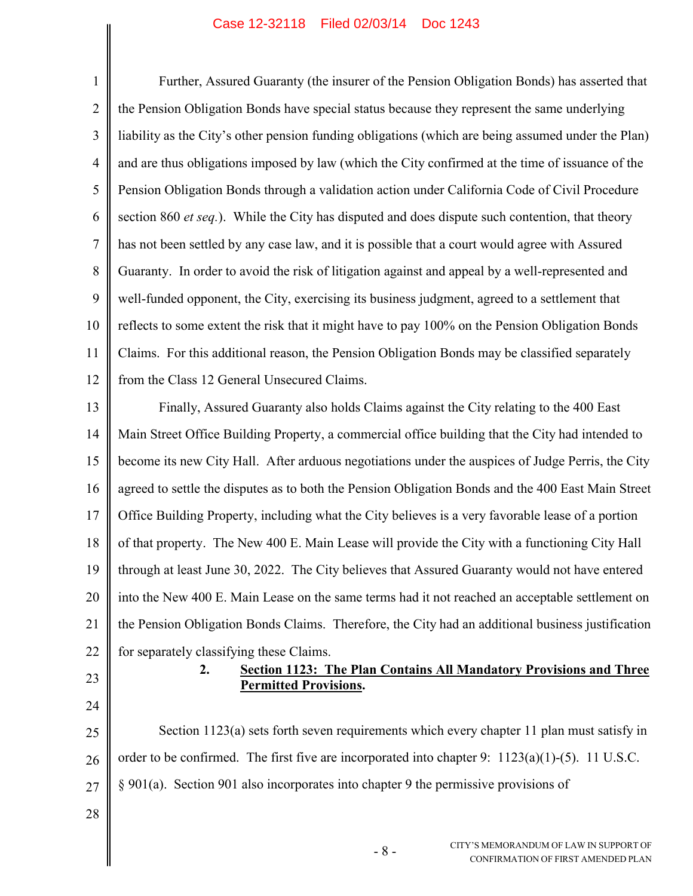Further, Assured Guaranty (the insurer of the Pension Obligation Bonds) has asserted that the Pension Obligation Bonds have special status because they represent the same underlying liability as the City's other pension funding obligations (which are being assumed under the Plan) and are thus obligations imposed by law (which the City confirmed at the time of issuance of the Pension Obligation Bonds through a validation action under California Code of Civil Procedure section 860 *et seq.*). While the City has disputed and does dispute such contention, that theory has not been settled by any case law, and it is possible that a court would agree with Assured Guaranty. In order to avoid the risk of litigation against and appeal by a well-represented and well-funded opponent, the City, exercising its business judgment, agreed to a settlement that reflects to some extent the risk that it might have to pay 100% on the Pension Obligation Bonds Claims. For this additional reason, the Pension Obligation Bonds may be classified separately from the Class 12 General Unsecured Claims.

Finally, Assured Guaranty also holds Claims against the City relating to the 400 East Main Street Office Building Property, a commercial office building that the City had intended to become its new City Hall. After arduous negotiations under the auspices of Judge Perris, the City agreed to settle the disputes as to both the Pension Obligation Bonds and the 400 East Main Street Office Building Property, including what the City believes is a very favorable lease of a portion of that property. The New 400 E. Main Lease will provide the City with a functioning City Hall through at least June 30, 2022. The City believes that Assured Guaranty would not have entered into the New 400 E. Main Lease on the same terms had it not reached an acceptable settlement on the Pension Obligation Bonds Claims. Therefore, the City had an additional business justification for separately classifying these Claims.

### 2. Section 1123: The Plan Contains All Mandatory Provisions and Three Permitted Provisions.

Section 1123(a) sets forth seven requirements which every chapter 11 plan must satisfy in order to be confirmed. The first five are incorporated into chapter 9: 1123(a)(1)-(5). 11 U.S.C. § 901(a). Section 901 also incorporates into chapter 9 the permissive provisions of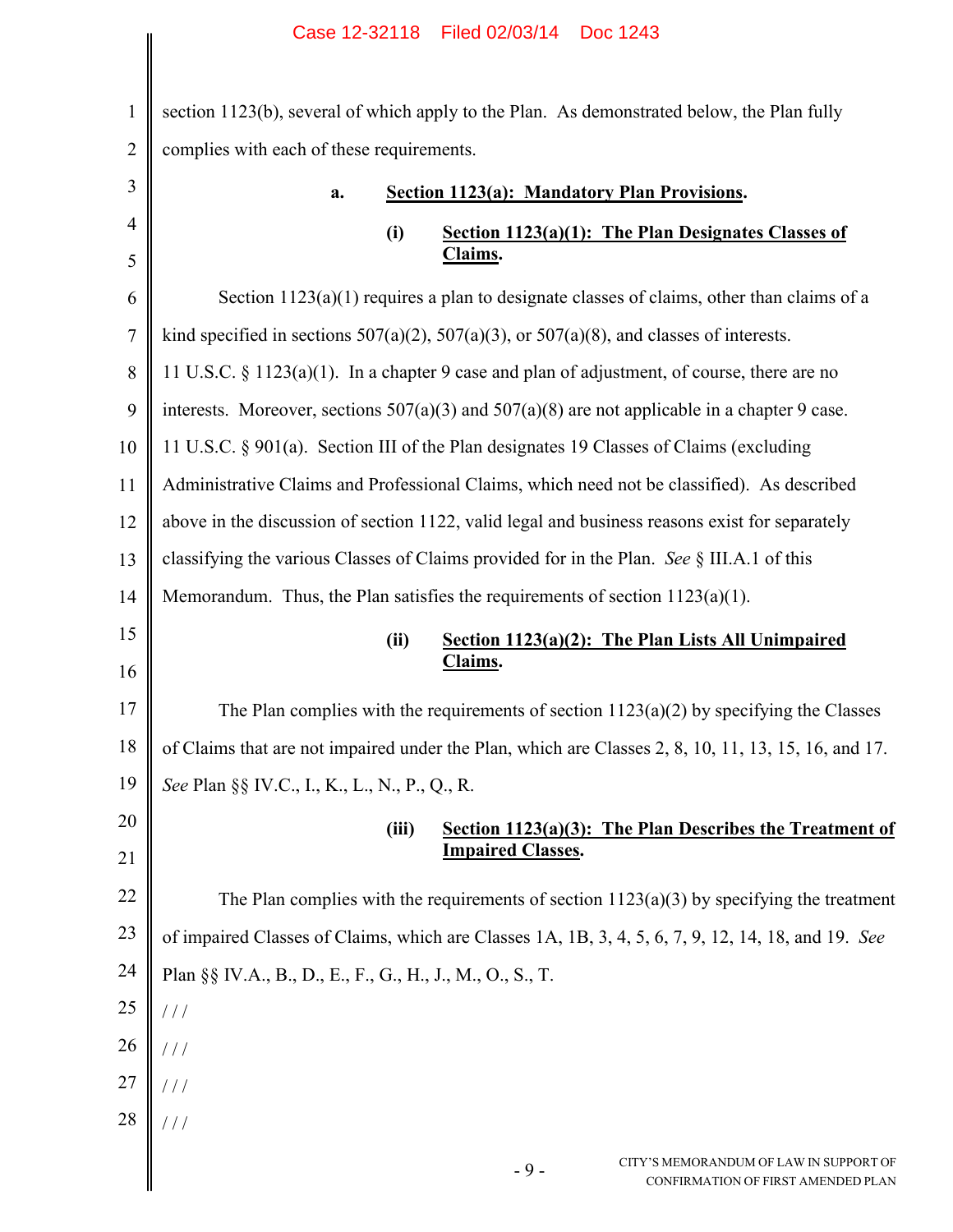section 1123(b), several of which apply to the Plan. As demonstrated below, the Plan fully complies with each of these requirements.

**a. Section 1123(a): Mandatory Plan Provisions.**

**(i) Section 1123(a)(1): The Plan Designates Classes of Claims.**

Section 1123(a)(1) requires a plan to designate classes of claims, other than claims of a kind specified in sections 507(a)(2), 507(a)(3), or 507(a)(8), and classes of interests. 11 U.S.C. § 1123(a)(1). In a chapter 9 case and plan of adjustment, of course, there are no interests. Moreover, sections 507(a)(3) and 507(a)(8) are not applicable in a chapter 9 case. 11 U.S.C. § 901(a). Section III of the Plan designates 19 Classes of Claims (excluding Administrative Claims and Professional Claims, which need not be classified). As described above in the discussion of section 1122, valid legal and business reasons exist for separately classifying the various Classes of Claims provided for in the Plan. *See* § III.A.1 of this Memorandum. Thus, the Plan satisfies the requirements of section 1123(a)(1).

**(ii) Section 1123(a)(2): The Plan Lists All Unimpaired Claims.**

The Plan complies with the requirements of section 1123(a)(2) by specifying the Classes of Claims that are not impaired under the Plan, which are Classes 2, 8, 10, 11, 13, 15, 16, and 17. *See* Plan §§ IV.C., I., K., L., N., P., Q., R.

**(iii) Section 1123(a)(3): The Plan Describes the Treatment of Impaired Classes.**

The Plan complies with the requirements of section 1123(a)(3) by specifying the treatment of impaired Classes of Claims, which are Classes 1A, 1B, 3, 4, 5, 6, 7, 9, 12, 14, 18, and 19. *See* Plan §§ IV.A., B., D., E., F., G., H., J., M., O., S., T.

/ / /

/ / /

/ / /

/ / /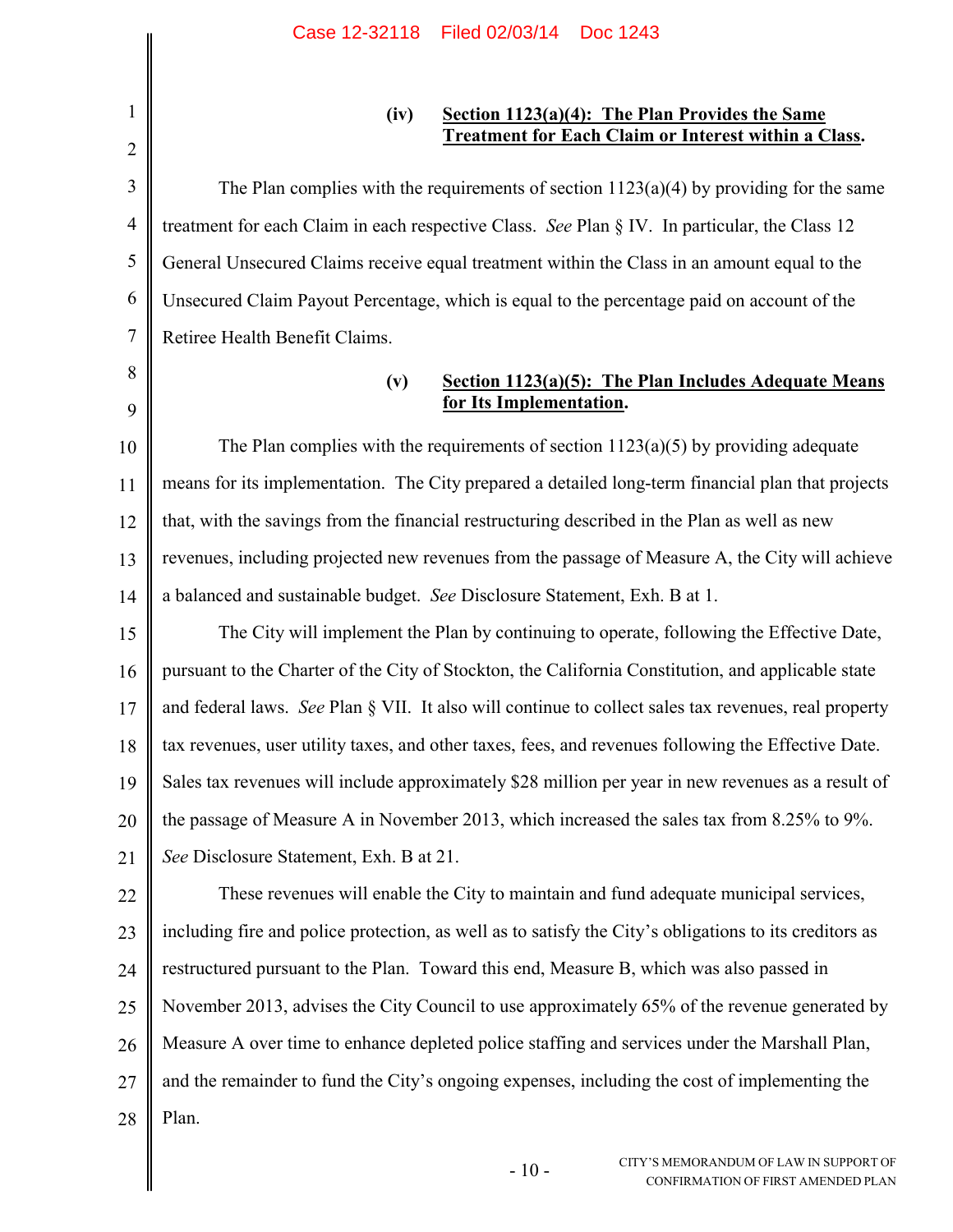#### (iv) <u>Section 1123(a)(4): The Plan Provides the Same Treatment for Each Claim or Interest within a Class</u>.

The Plan complies with the requirements of section 1123(a)(4) by providing for the same treatment for each Claim in each respective Class. *See* Plan § IV. In particular, the Class 12 General Unsecured Claims receive equal treatment within the Class in an amount equal to the Unsecured Claim Payout Percentage, which is equal to the percentage paid on account of the Retiree Health Benefit Claims.

#### (v) <u>Section 1123(a)(5): The Plan Includes Adequate Means for Its Implementation</u>.

The Plan complies with the requirements of section 1123(a)(5) by providing adequate means for its implementation. The City prepared a detailed long-term financial plan that projects that, with the savings from the financial restructuring described in the Plan as well as new revenues, including projected new revenues from the passage of Measure A, the City will achieve a balanced and sustainable budget. *See* Disclosure Statement, Exh. B at 1.

The City will implement the Plan by continuing to operate, following the Effective Date, pursuant to the Charter of the City of Stockton, the California Constitution, and applicable state and federal laws. *See* Plan § VII. It also will continue to collect sales tax revenues, real property tax revenues, user utility taxes, and other taxes, fees, and revenues following the Effective Date. Sales tax revenues will include approximately $28 million per year in new revenues as a result of the passage of Measure A in November 2013, which increased the sales tax from 8.25% to 9%. *See* Disclosure Statement, Exh. B at 21.

These revenues will enable the City to maintain and fund adequate municipal services, including fire and police protection, as well as to satisfy the City's obligations to its creditors as restructured pursuant to the Plan. Toward this end, Measure B, which was also passed in November 2013, advises the City Council to use approximately 65% of the revenue generated by Measure A over time to enhance depleted police staffing and services under the Marshall Plan, and the remainder to fund the City's ongoing expenses, including the cost of implementing the Plan.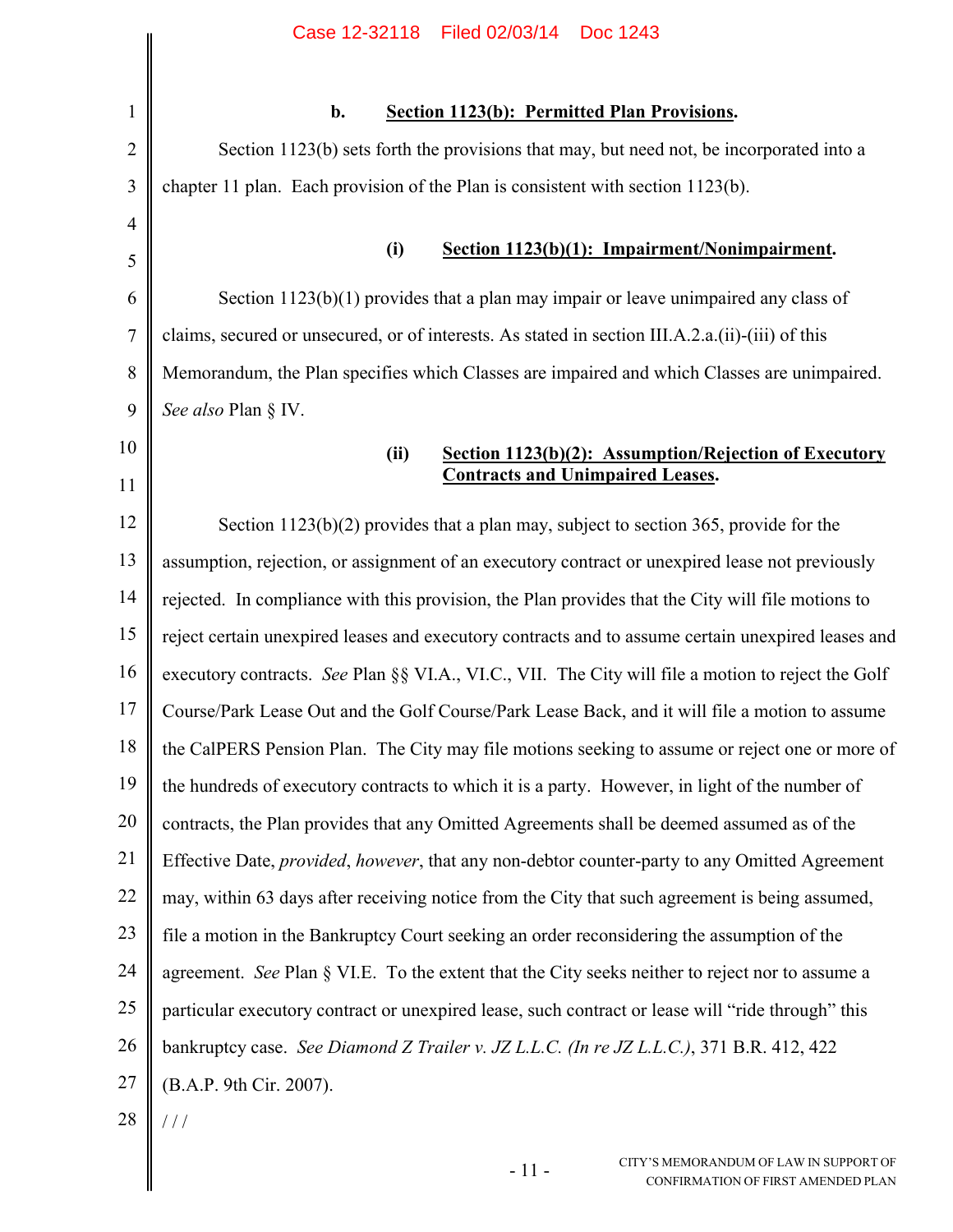#### b. Section 1123(b): Permitted Plan Provisions.

Section 1123(b) sets forth the provisions that may, but need not, be incorporated into a chapter 11 plan. Each provision of the Plan is consistent with section 1123(b).

##### (i) Section 1123(b)(1): Impairment/Nonimpairment.

Section 1123(b)(1) provides that a plan may impair or leave unimpaired any class of claims, secured or unsecured, or of interests. As stated in section III.A.2.a.(ii)-(iii) of this Memorandum, the Plan specifies which Classes are impaired and which Classes are unimpaired. *See also* Plan § IV.

##### (ii) Section 1123(b)(2): Assumption/Rejection of Executory Contracts and Unimpaired Leases.

Section 1123(b)(2) provides that a plan may, subject to section 365, provide for the assumption, rejection, or assignment of an executory contract or unexpired lease not previously rejected. In compliance with this provision, the Plan provides that the City will file motions to reject certain unexpired leases and executory contracts and to assume certain unexpired leases and executory contracts. *See* Plan §§ VI.A., VI.C., VII. The City will file a motion to reject the Golf Course/Park Lease Out and the Golf Course/Park Lease Back, and it will file a motion to assume the CalPERS Pension Plan. The City may file motions seeking to assume or reject one or more of the hundreds of executory contracts to which it is a party. However, in light of the number of contracts, the Plan provides that any Omitted Agreements shall be deemed assumed as of the Effective Date, *provided*, *however*, that any non-debtor counter-party to any Omitted Agreement may, within 63 days after receiving notice from the City that such agreement is being assumed, file a motion in the Bankruptcy Court seeking an order reconsidering the assumption of the agreement. *See* Plan § VI.E. To the extent that the City seeks neither to reject nor to assume a particular executory contract or unexpired lease, such contract or lease will "ride through" this bankruptcy case. *See Diamond Z Trailer v. JZ L.L.C. (In re JZ L.L.C.)*, 371 B.R. 412, 422 (B.A.P. 9th Cir. 2007).

/ / /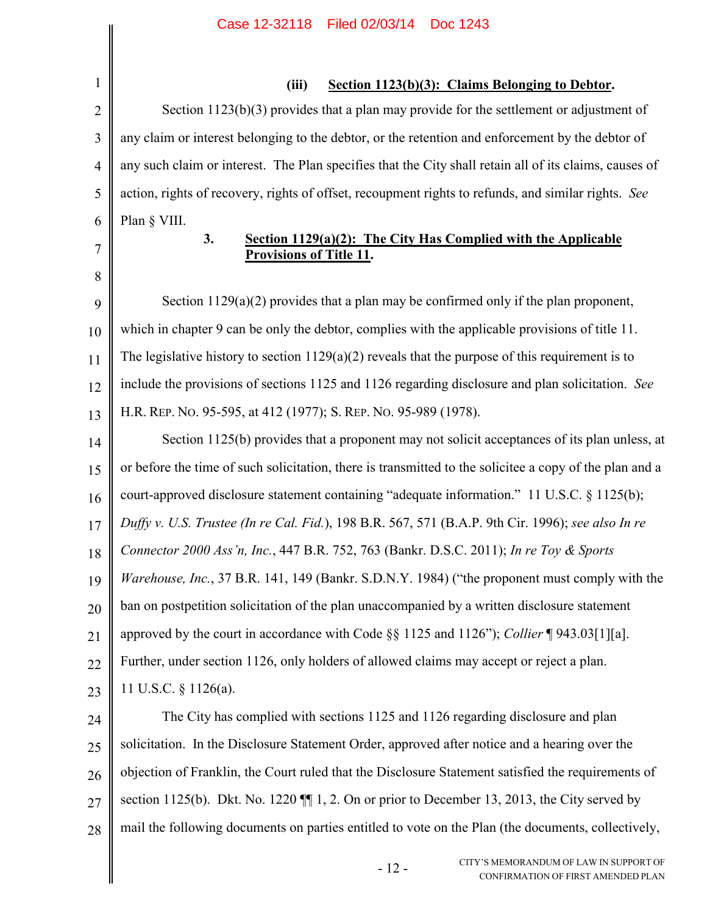**(iii) Section 1123(b)(3): Claims Belonging to Debtor.**

Section 1123(b)(3) provides that a plan may provide for the settlement or adjustment of any claim or interest belonging to the debtor, or the retention and enforcement by the debtor of any such claim or interest. The Plan specifies that the City shall retain all of its claims, causes of action, rights of recovery, rights of offset, recoupment rights to refunds, and similar rights. *See* Plan § VIII.

### 3. Section 1129(a)(2): The City Has Complied with the Applicable Provisions of Title 11.

Section 1129(a)(2) provides that a plan may be confirmed only if the plan proponent, which in chapter 9 can be only the debtor, complies with the applicable provisions of title 11. The legislative history to section 1129(a)(2) reveals that the purpose of this requirement is to include the provisions of sections 1125 and 1126 regarding disclosure and plan solicitation. *See* H.R. REP. NO. 95-595, at 412 (1977); S. REP. NO. 95-989 (1978).

Section 1125(b) provides that a proponent may not solicit acceptances of its plan unless, at or before the time of such solicitation, there is transmitted to the solicitee a copy of the plan and a court-approved disclosure statement containing "adequate information." 11 U.S.C. § 1125(b); *Duffy v. U.S. Trustee (In re Cal. Fid.)*, 198 B.R. 567, 571 (B.A.P. 9th Cir. 1996); *see also In re Connector 2000 Ass'n, Inc.*, 447 B.R. 752, 763 (Bankr. D.S.C. 2011); *In re Toy & Sports Warehouse, Inc.*, 37 B.R. 141, 149 (Bankr. S.D.N.Y. 1984) ("the proponent must comply with the ban on postpetition solicitation of the plan unaccompanied by a written disclosure statement approved by the court in accordance with Code §§ 1125 and 1126"); *Collier* ¶ 943.03[1][a]. Further, under section 1126, only holders of allowed claims may accept or reject a plan. 11 U.S.C. § 1126(a).

The City has complied with sections 1125 and 1126 regarding disclosure and plan solicitation. In the Disclosure Statement Order, approved after notice and a hearing over the objection of Franklin, the Court ruled that the Disclosure Statement satisfied the requirements of section 1125(b). Dkt. No. 1220 ¶¶ 1, 2. On or prior to December 13, 2013, the City served by mail the following documents on parties entitled to vote on the Plan (the documents, collectively,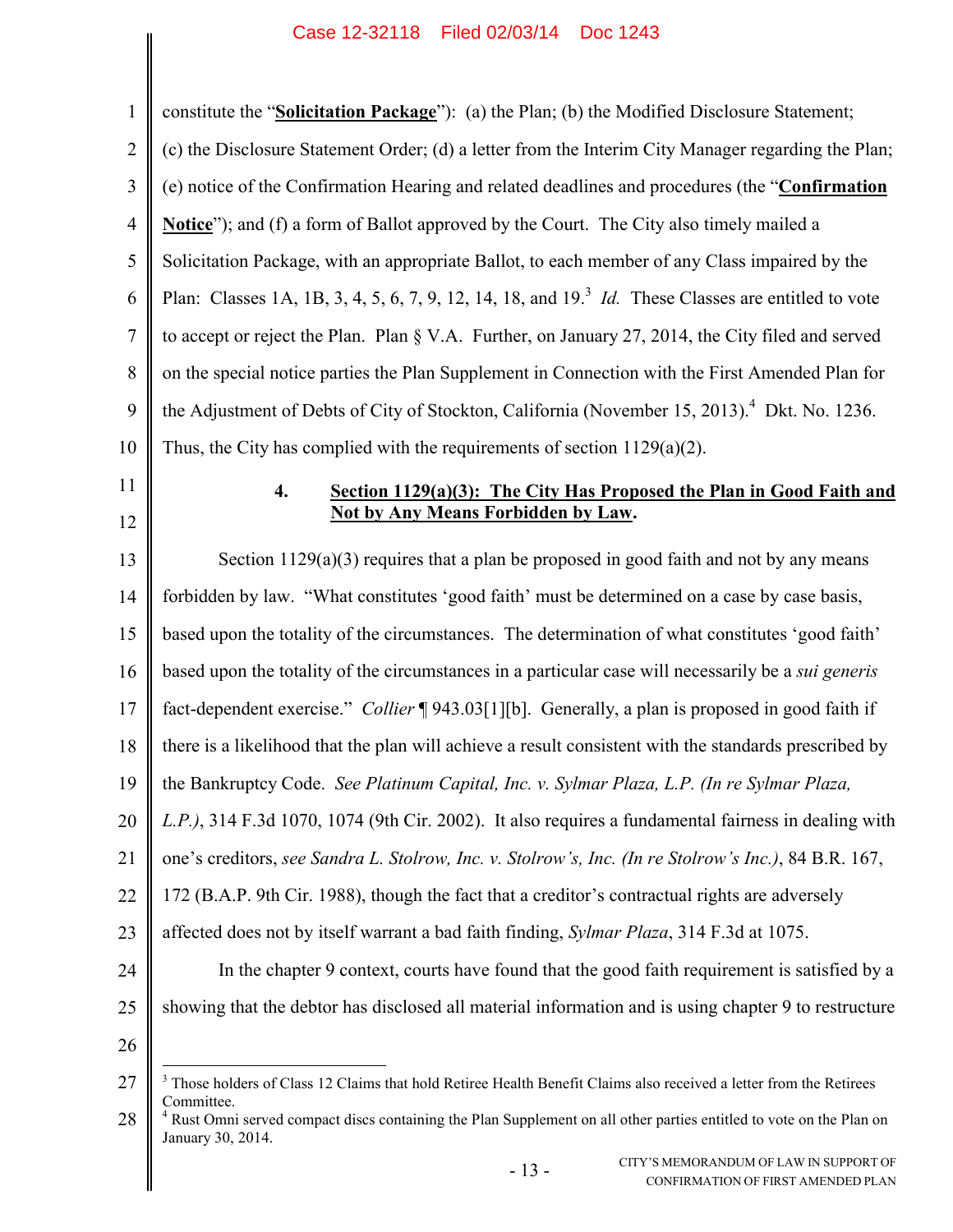constitute the "**Solicitation Package**"): (a) the Plan; (b) the Modified Disclosure Statement; (c) the Disclosure Statement Order; (d) a letter from the Interim City Manager regarding the Plan; (e) notice of the Confirmation Hearing and related deadlines and procedures (the "**Confirmation Notice**"); and (f) a form of Ballot approved by the Court. The City also timely mailed a Solicitation Package, with an appropriate Ballot, to each member of any Class impaired by the Plan: Classes 1A, 1B, 3, 4, 5, 6, 7, 9, 12, 14, 18, and 19.[3] *Id.* These Classes are entitled to vote to accept or reject the Plan. Plan § V.A. Further, on January 27, 2014, the City filed and served on the special notice parties the Plan Supplement in Connection with the First Amended Plan for the Adjustment of Debts of City of Stockton, California (November 15, 2013).[4] Dkt. No. 1236. Thus, the City has complied with the requirements of section 1129(a)(2).

#### 4. Section 1129(a)(3): The City Has Proposed the Plan in Good Faith and Not by Any Means Forbidden by Law.

Section 1129(a)(3) requires that a plan be proposed in good faith and not by any means forbidden by law. "What constitutes 'good faith' must be determined on a case by case basis, based upon the totality of the circumstances. The determination of what constitutes 'good faith' based upon the totality of the circumstances in a particular case will necessarily be a *sui generis* fact-dependent exercise." *Collier* ¶ 943.03[1][b]. Generally, a plan is proposed in good faith if there is a likelihood that the plan will achieve a result consistent with the standards prescribed by the Bankruptcy Code. *See Platinum Capital, Inc. v. Sylmar Plaza, L.P. (In re Sylmar Plaza, L.P.)*, 314 F.3d 1070, 1074 (9th Cir. 2002). It also requires a fundamental fairness in dealing with one's creditors, *see Sandra L. Stolrow, Inc. v. Stolrow's, Inc. (In re Stolrow's Inc.)*, 84 B.R. 167, 172 (B.A.P. 9th Cir. 1988), though the fact that a creditor's contractual rights are adversely affected does not by itself warrant a bad faith finding, *Sylmar Plaza*, 314 F.3d at 1075.

In the chapter 9 context, courts have found that the good faith requirement is satisfied by a showing that the debtor has disclosed all material information and is using chapter 9 to restructure

---

[3] Those holders of Class 12 Claims that hold Retiree Health Benefit Claims also received a letter from the Retirees Committee.

[4] Rust Omni served compact discs containing the Plan Supplement on all other parties entitled to vote on the Plan on January 30, 2014.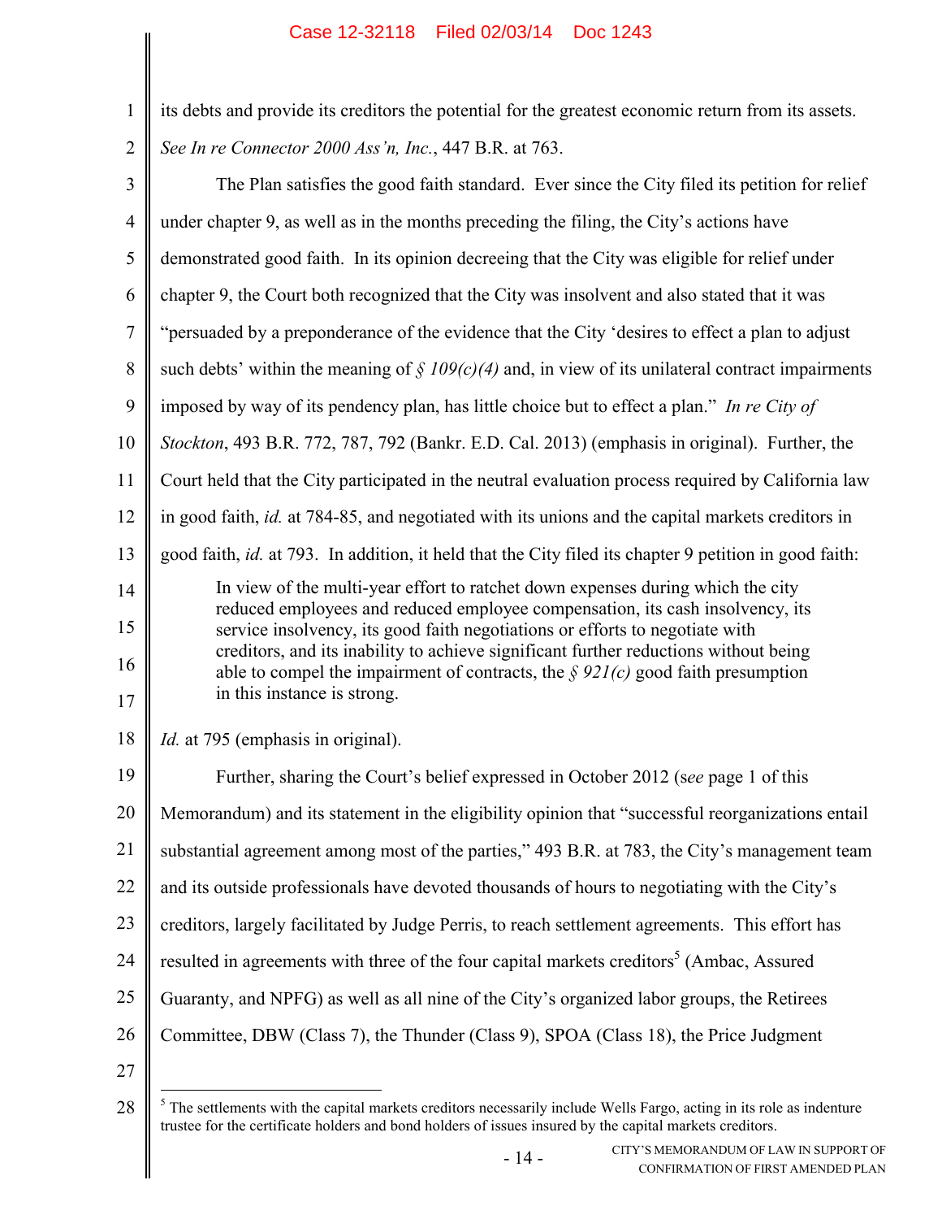its debts and provide its creditors the potential for the greatest economic return from its assets. *See In re Connector 2000 Ass'n, Inc.*, 447 B.R. at 763.

The Plan satisfies the good faith standard. Ever since the City filed its petition for relief under chapter 9, as well as in the months preceding the filing, the City's actions have demonstrated good faith. In its opinion decreeing that the City was eligible for relief under chapter 9, the Court both recognized that the City was insolvent and also stated that it was "persuaded by a preponderance of the evidence that the City 'desires to effect a plan to adjust such debts' within the meaning of *§ 109(c)(4)* and, in view of its unilateral contract impairments imposed by way of its pendency plan, has little choice but to effect a plan." *In re City of Stockton*, 493 B.R. 772, 787, 792 (Bankr. E.D. Cal. 2013) (emphasis in original). Further, the Court held that the City participated in the neutral evaluation process required by California law in good faith, *id.* at 784-85, and negotiated with its unions and the capital markets creditors in good faith, *id.* at 793. In addition, it held that the City filed its chapter 9 petition in good faith:

> In view of the multi-year effort to ratchet down expenses during which the city reduced employees and reduced employee compensation, its cash insolvency, its service insolvency, its good faith negotiations or efforts to negotiate with creditors, and its inability to achieve significant further reductions without being able to compel the impairment of contracts, the *§ 921(c)* good faith presumption in this instance is strong.

*Id.* at 795 (emphasis in original).

Further, sharing the Court's belief expressed in October 2012 (s*ee* page 1 of this Memorandum) and its statement in the eligibility opinion that "successful reorganizations entail substantial agreement among most of the parties," 493 B.R. at 783, the City's management team and its outside professionals have devoted thousands of hours to negotiating with the City's creditors, largely facilitated by Judge Perris, to reach settlement agreements. This effort has resulted in agreements with three of the four capital markets creditors[5] (Ambac, Assured Guaranty, and NPFG) as well as all nine of the City's organized labor groups, the Retirees Committee, DBW (Class 7), the Thunder (Class 9), SPOA (Class 18), the Price Judgment

---

[5] The settlements with the capital markets creditors necessarily include Wells Fargo, acting in its role as indenture trustee for the certificate holders and bond holders of issues insured by the capital markets creditors.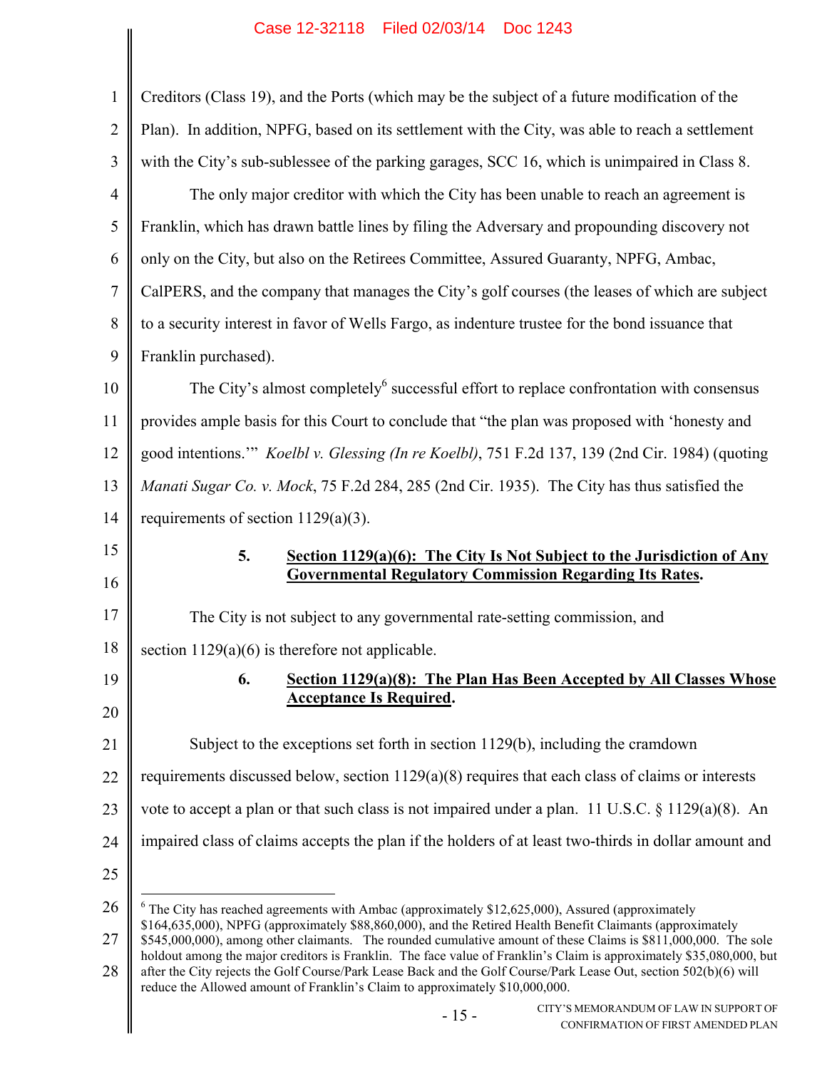Creditors (Class 19), and the Ports (which may be the subject of a future modification of the Plan). In addition, NPFG, based on its settlement with the City, was able to reach a settlement with the City's sub-sublessee of the parking garages, SCC 16, which is unimpaired in Class 8.

The only major creditor with which the City has been unable to reach an agreement is Franklin, which has drawn battle lines by filing the Adversary and propounding discovery not only on the City, but also on the Retirees Committee, Assured Guaranty, NPFG, Ambac, CalPERS, and the company that manages the City's golf courses (the leases of which are subject to a security interest in favor of Wells Fargo, as indenture trustee for the bond issuance that Franklin purchased).

The City's almost completely[6] successful effort to replace confrontation with consensus provides ample basis for this Court to conclude that "the plan was proposed with 'honesty and good intentions.'" *Koelbl v. Glessing (In re Koelbl)*, 751 F.2d 137, 139 (2nd Cir. 1984) (quoting *Manati Sugar Co. v. Mock*, 75 F.2d 284, 285 (2nd Cir. 1935). The City has thus satisfied the requirements of section 1129(a)(3).

### 5. Section 1129(a)(6): The City Is Not Subject to the Jurisdiction of Any Governmental Regulatory Commission Regarding Its Rates.

The City is not subject to any governmental rate-setting commission, and section 1129(a)(6) is therefore not applicable.

### 6. Section 1129(a)(8): The Plan Has Been Accepted by All Classes Whose Acceptance Is Required.

Subject to the exceptions set forth in section 1129(b), including the cramdown requirements discussed below, section 1129(a)(8) requires that each class of claims or interests vote to accept a plan or that such class is not impaired under a plan. 11 U.S.C. § 1129(a)(8). An impaired class of claims accepts the plan if the holders of at least two-thirds in dollar amount and

---

[6] The City has reached agreements with Ambac (approximately $12,625,000), Assured (approximately $164,635,000), NPFG (approximately $88,860,000), and the Retired Health Benefit Claimants (approximately $545,000,000), among other claimants. The rounded cumulative amount of these Claims is $811,000,000. The sole holdout among the major creditors is Franklin. The face value of Franklin's Claim is approximately $35,080,000, but after the City rejects the Golf Course/Park Lease Back and the Golf Course/Park Lease Out, section 502(b)(6) will reduce the Allowed amount of Franklin's Claim to approximately $10,000,000.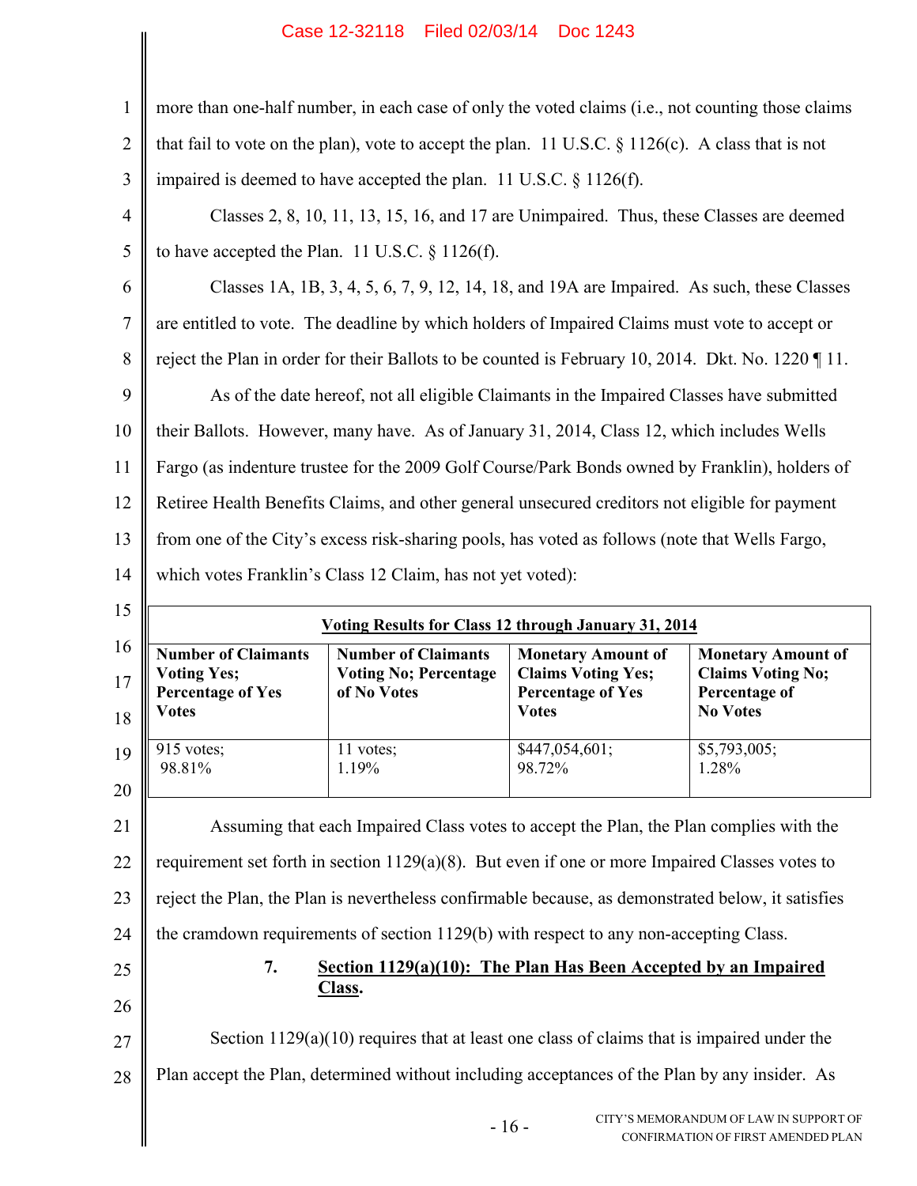more than one-half number, in each case of only the voted claims (i.e., not counting those claims that fail to vote on the plan), vote to accept the plan. 11 U.S.C. § 1126(c). A class that is not impaired is deemed to have accepted the plan. 11 U.S.C. § 1126(f).

Classes 2, 8, 10, 11, 13, 15, 16, and 17 are Unimpaired. Thus, these Classes are deemed to have accepted the Plan. 11 U.S.C. § 1126(f).

Classes 1A, 1B, 3, 4, 5, 6, 7, 9, 12, 14, 18, and 19A are Impaired. As such, these Classes are entitled to vote. The deadline by which holders of Impaired Claims must vote to accept or reject the Plan in order for their Ballots to be counted is February 10, 2014. Dkt. No. 1220 ¶ 11.

As of the date hereof, not all eligible Claimants in the Impaired Classes have submitted their Ballots. However, many have. As of January 31, 2014, Class 12, which includes Wells Fargo (as indenture trustee for the 2009 Golf Course/Park Bonds owned by Franklin), holders of Retiree Health Benefits Claims, and other general unsecured creditors not eligible for payment from one of the City's excess risk-sharing pools, has voted as follows (note that Wells Fargo, which votes Franklin's Class 12 Claim, has not yet voted):

**Voting Results for Class 12 through January 31, 2014**

| Number of Claimants Voting Yes; Percentage of Yes Votes | Number of Claimants Voting No; Percentage of No Votes | Monetary Amount of Claims Voting Yes; Percentage of Yes Votes | Monetary Amount of Claims Voting No; Percentage of No Votes |
|---|---|---|---|
| 915 votes; 98.81% | 11 votes; 1.19% | $447,054,601; 98.72% | $5,793,005; 1.28% |

Assuming that each Impaired Class votes to accept the Plan, the Plan complies with the requirement set forth in section 1129(a)(8). But even if one or more Impaired Classes votes to reject the Plan, the Plan is nevertheless confirmable because, as demonstrated below, it satisfies the cramdown requirements of section 1129(b) with respect to any non-accepting Class.

### 7. Section 1129(a)(10): The Plan Has Been Accepted by an Impaired Class.

Section 1129(a)(10) requires that at least one class of claims that is impaired under the Plan accept the Plan, determined without including acceptances of the Plan by any insider. As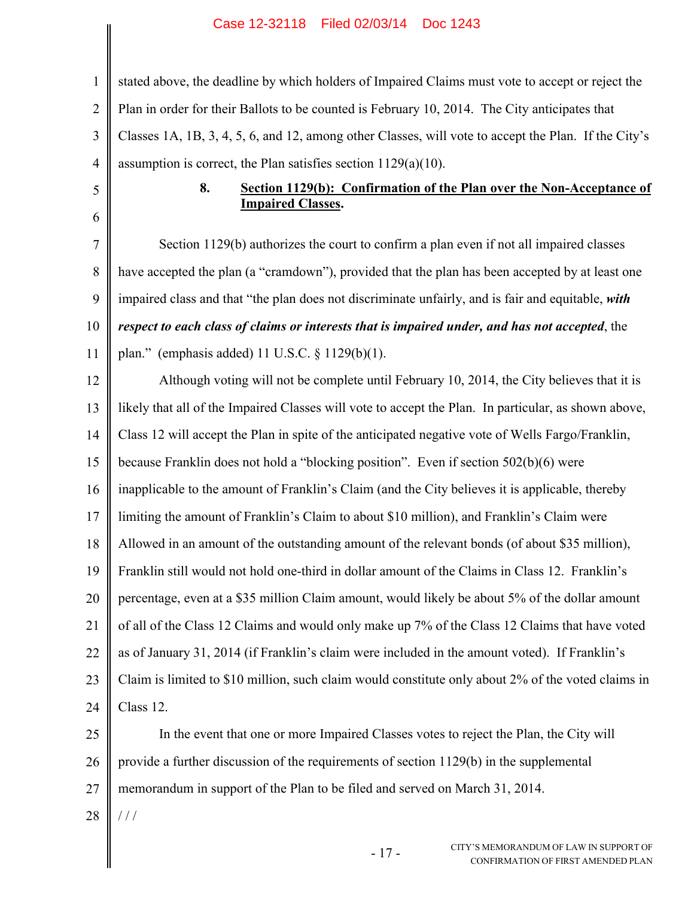stated above, the deadline by which holders of Impaired Claims must vote to accept or reject the Plan in order for their Ballots to be counted is February 10, 2014. The City anticipates that Classes 1A, 1B, 3, 4, 5, 6, and 12, among other Classes, will vote to accept the Plan. If the City's assumption is correct, the Plan satisfies section 1129(a)(10).

#### 8. <u>Section 1129(b): Confirmation of the Plan over the Non-Acceptance of Impaired Classes</u>.

Section 1129(b) authorizes the court to confirm a plan even if not all impaired classes have accepted the plan (a "cramdown"), provided that the plan has been accepted by at least one impaired class and that "the plan does not discriminate unfairly, and is fair and equitable, ***with respect to each class of claims or interests that is impaired under, and has not accepted***, the plan." (emphasis added) 11 U.S.C. § 1129(b)(1).

Although voting will not be complete until February 10, 2014, the City believes that it is likely that all of the Impaired Classes will vote to accept the Plan. In particular, as shown above, Class 12 will accept the Plan in spite of the anticipated negative vote of Wells Fargo/Franklin, because Franklin does not hold a "blocking position". Even if section 502(b)(6) were inapplicable to the amount of Franklin's Claim (and the City believes it is applicable, thereby limiting the amount of Franklin's Claim to about $10 million), and Franklin's Claim were Allowed in an amount of the outstanding amount of the relevant bonds (of about $35 million), Franklin still would not hold one-third in dollar amount of the Claims in Class 12. Franklin's percentage, even at a $35 million Claim amount, would likely be about 5% of the dollar amount of all of the Class 12 Claims and would only make up 7% of the Class 12 Claims that have voted as of January 31, 2014 (if Franklin's claim were included in the amount voted). If Franklin's Claim is limited to $10 million, such claim would constitute only about 2% of the voted claims in Class 12.

In the event that one or more Impaired Classes votes to reject the Plan, the City will provide a further discussion of the requirements of section 1129(b) in the supplemental memorandum in support of the Plan to be filed and served on March 31, 2014.

/ / /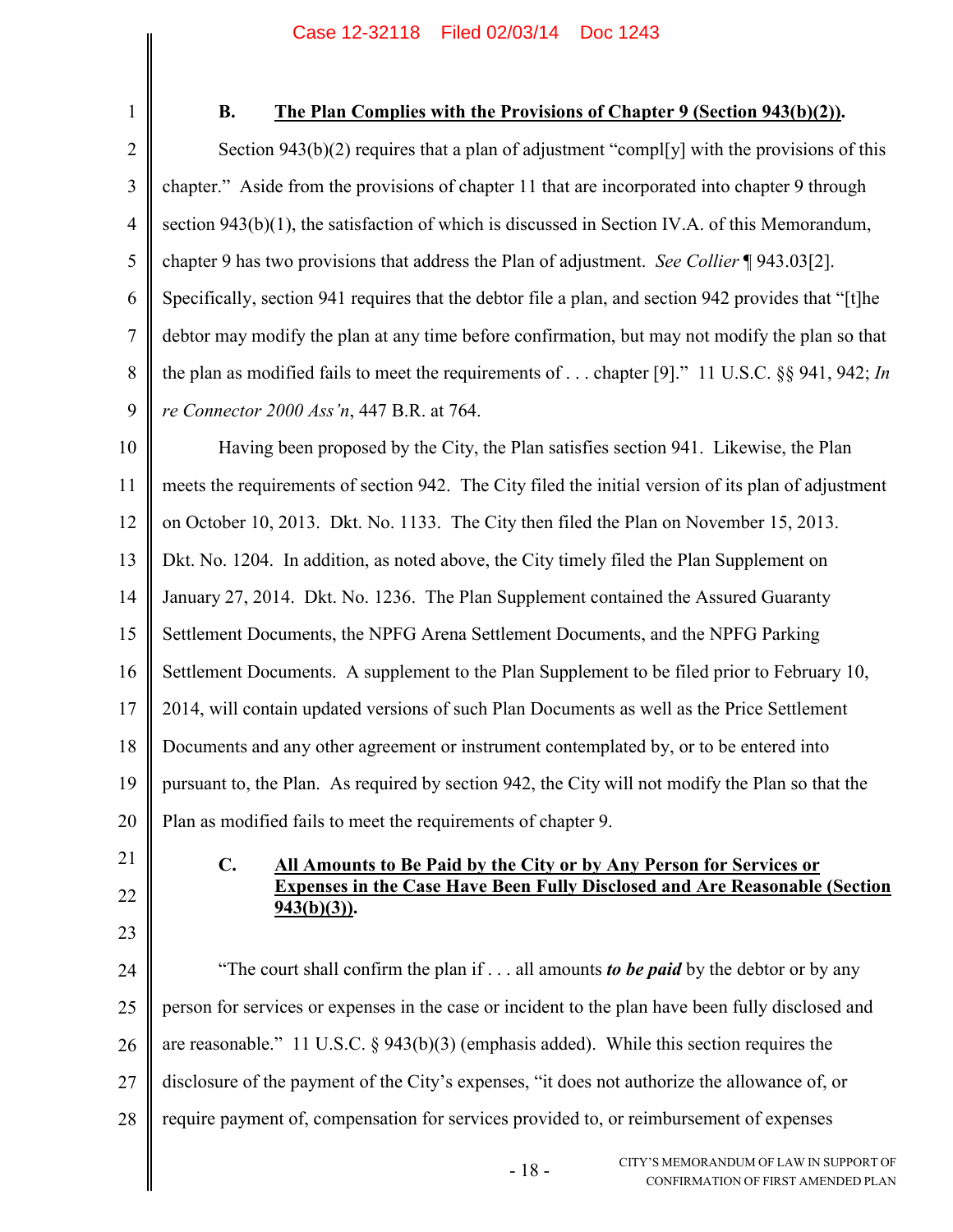### B. The Plan Complies with the Provisions of Chapter 9 (Section 943(b)(2)).

Section 943(b)(2) requires that a plan of adjustment "compl[y] with the provisions of this chapter." Aside from the provisions of chapter 11 that are incorporated into chapter 9 through section 943(b)(1), the satisfaction of which is discussed in Section IV.A. of this Memorandum, chapter 9 has two provisions that address the Plan of adjustment. *See Collier* ¶ 943.03[2]. Specifically, section 941 requires that the debtor file a plan, and section 942 provides that "[t]he debtor may modify the plan at any time before confirmation, but may not modify the plan so that the plan as modified fails to meet the requirements of . . . chapter [9]." 11 U.S.C. §§ 941, 942; *In re Connector 2000 Ass'n*, 447 B.R. at 764.

Having been proposed by the City, the Plan satisfies section 941. Likewise, the Plan meets the requirements of section 942. The City filed the initial version of its plan of adjustment on October 10, 2013. Dkt. No. 1133. The City then filed the Plan on November 15, 2013. Dkt. No. 1204. In addition, as noted above, the City timely filed the Plan Supplement on January 27, 2014. Dkt. No. 1236. The Plan Supplement contained the Assured Guaranty Settlement Documents, the NPFG Arena Settlement Documents, and the NPFG Parking Settlement Documents. A supplement to the Plan Supplement to be filed prior to February 10, 2014, will contain updated versions of such Plan Documents as well as the Price Settlement Documents and any other agreement or instrument contemplated by, or to be entered into pursuant to, the Plan. As required by section 942, the City will not modify the Plan so that the Plan as modified fails to meet the requirements of chapter 9.

### C. All Amounts to Be Paid by the City or by Any Person for Services or Expenses in the Case Have Been Fully Disclosed and Are Reasonable (Section 943(b)(3)).

"The court shall confirm the plan if . . . all amounts ***to be paid*** by the debtor or by any person for services or expenses in the case or incident to the plan have been fully disclosed and are reasonable." 11 U.S.C. § 943(b)(3) (emphasis added). While this section requires the disclosure of the payment of the City's expenses, "it does not authorize the allowance of, or require payment of, compensation for services provided to, or reimbursement of expenses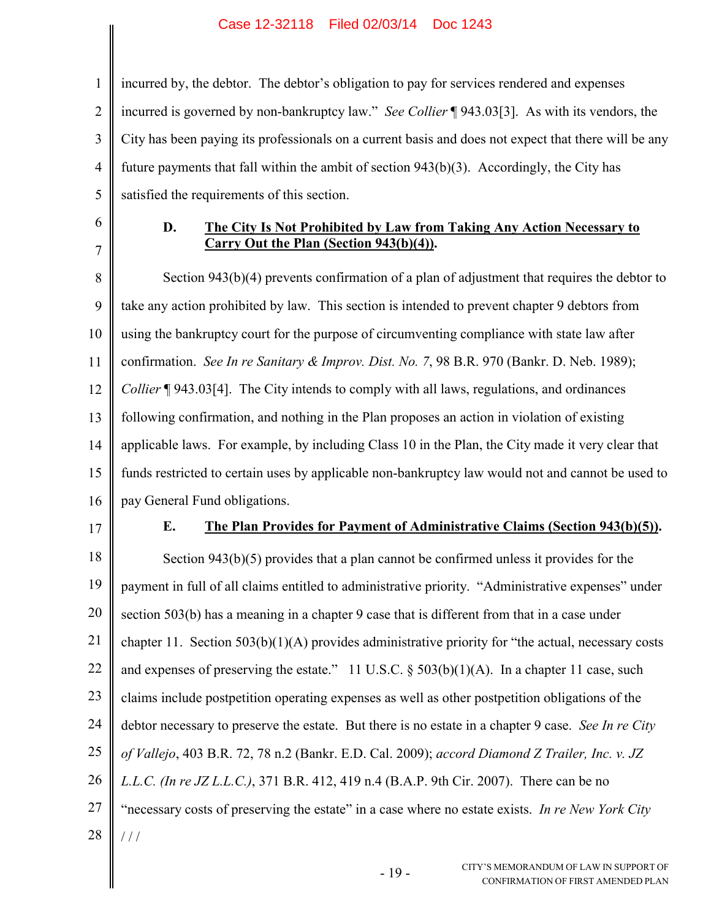incurred by, the debtor. The debtor's obligation to pay for services rendered and expenses incurred is governed by non-bankruptcy law." *See Collier* ¶ 943.03[3]. As with its vendors, the City has been paying its professionals on a current basis and does not expect that there will be any future payments that fall within the ambit of section 943(b)(3). Accordingly, the City has satisfied the requirements of this section.

### D. **<u>The City Is Not Prohibited by Law from Taking Any Action Necessary to Carry Out the Plan (Section 943(b)(4))</u>.**

Section 943(b)(4) prevents confirmation of a plan of adjustment that requires the debtor to take any action prohibited by law. This section is intended to prevent chapter 9 debtors from using the bankruptcy court for the purpose of circumventing compliance with state law after confirmation. *See In re Sanitary & Improv. Dist. No. 7*, 98 B.R. 970 (Bankr. D. Neb. 1989); *Collier* ¶ 943.03[4]. The City intends to comply with all laws, regulations, and ordinances following confirmation, and nothing in the Plan proposes an action in violation of existing applicable laws. For example, by including Class 10 in the Plan, the City made it very clear that funds restricted to certain uses by applicable non-bankruptcy law would not and cannot be used to pay General Fund obligations.

### E. **<u>The Plan Provides for Payment of Administrative Claims (Section 943(b)(5))</u>.**

Section 943(b)(5) provides that a plan cannot be confirmed unless it provides for the payment in full of all claims entitled to administrative priority. "Administrative expenses" under section 503(b) has a meaning in a chapter 9 case that is different from that in a case under chapter 11. Section 503(b)(1)(A) provides administrative priority for "the actual, necessary costs and expenses of preserving the estate." 11 U.S.C. § 503(b)(1)(A). In a chapter 11 case, such claims include postpetition operating expenses as well as other postpetition obligations of the debtor necessary to preserve the estate. But there is no estate in a chapter 9 case. *See In re City of Vallejo*, 403 B.R. 72, 78 n.2 (Bankr. E.D. Cal. 2009); *accord Diamond Z Trailer, Inc. v. JZ L.L.C. (In re JZ L.L.C.)*, 371 B.R. 412, 419 n.4 (B.A.P. 9th Cir. 2007). There can be no "necessary costs of preserving the estate" in a case where no estate exists. *In re New York City*

/ / /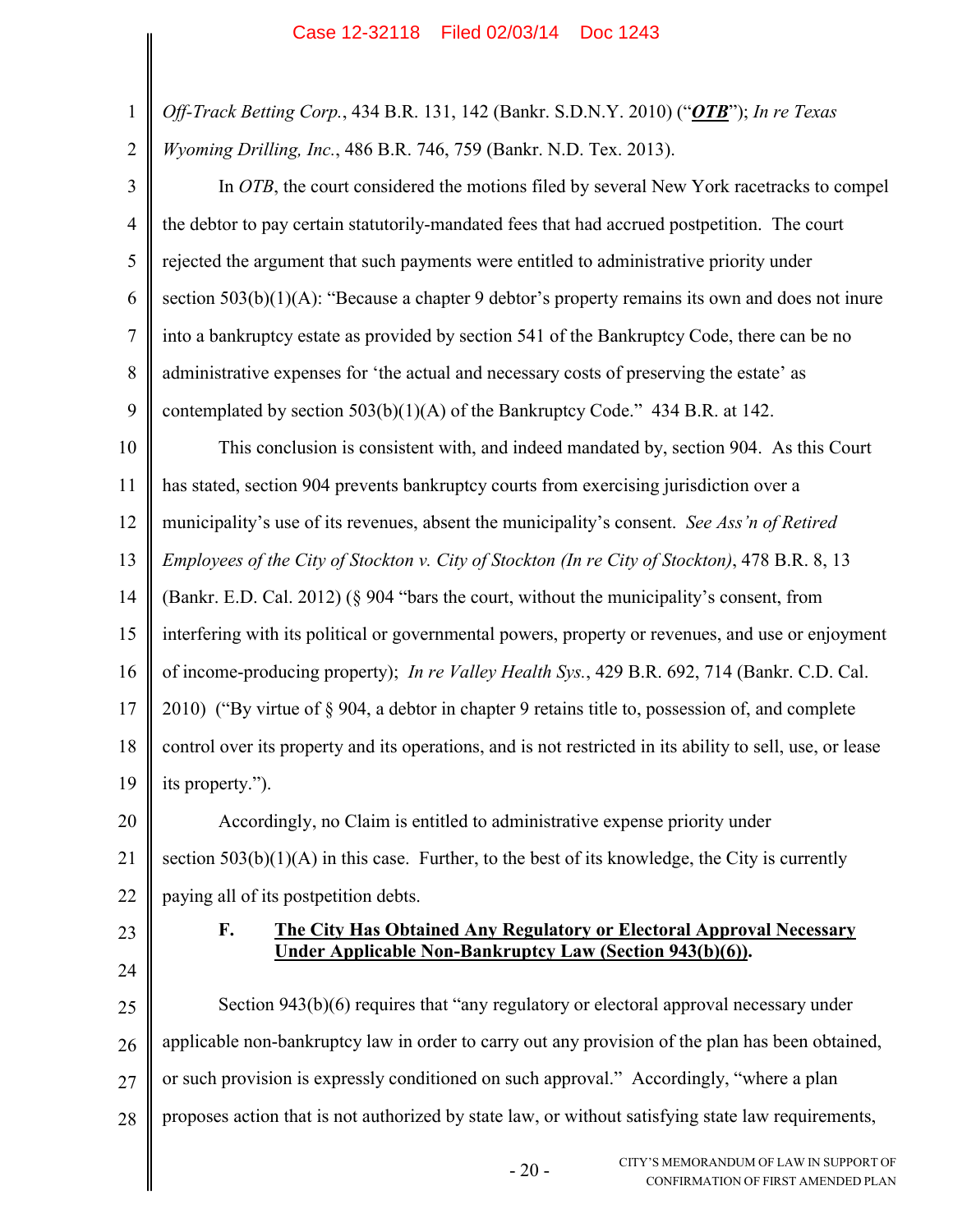*Off-Track Betting Corp.*, 434 B.R. 131, 142 (Bankr. S.D.N.Y. 2010) ("***OTB***"); *In re Texas Wyoming Drilling, Inc.*, 486 B.R. 746, 759 (Bankr. N.D. Tex. 2013).

In *OTB*, the court considered the motions filed by several New York racetracks to compel the debtor to pay certain statutorily-mandated fees that had accrued postpetition. The court rejected the argument that such payments were entitled to administrative priority under section 503(b)(1)(A): "Because a chapter 9 debtor's property remains its own and does not inure into a bankruptcy estate as provided by section 541 of the Bankruptcy Code, there can be no administrative expenses for 'the actual and necessary costs of preserving the estate' as contemplated by section 503(b)(1)(A) of the Bankruptcy Code." 434 B.R. at 142.

This conclusion is consistent with, and indeed mandated by, section 904. As this Court has stated, section 904 prevents bankruptcy courts from exercising jurisdiction over a municipality's use of its revenues, absent the municipality's consent. *See Ass'n of Retired Employees of the City of Stockton v. City of Stockton (In re City of Stockton)*, 478 B.R. 8, 13 (Bankr. E.D. Cal. 2012) (§ 904 "bars the court, without the municipality's consent, from interfering with its political or governmental powers, property or revenues, and use or enjoyment of income-producing property); *In re Valley Health Sys.*, 429 B.R. 692, 714 (Bankr. C.D. Cal. 2010) ("By virtue of § 904, a debtor in chapter 9 retains title to, possession of, and complete control over its property and its operations, and is not restricted in its ability to sell, use, or lease its property.").

Accordingly, no Claim is entitled to administrative expense priority under section 503(b)(1)(A) in this case. Further, to the best of its knowledge, the City is currently paying all of its postpetition debts.

### F. <u>The City Has Obtained Any Regulatory or Electoral Approval Necessary Under Applicable Non-Bankruptcy Law (Section 943(b)(6)).</u>

Section 943(b)(6) requires that "any regulatory or electoral approval necessary under applicable non-bankruptcy law in order to carry out any provision of the plan has been obtained, or such provision is expressly conditioned on such approval." Accordingly, "where a plan proposes action that is not authorized by state law, or without satisfying state law requirements,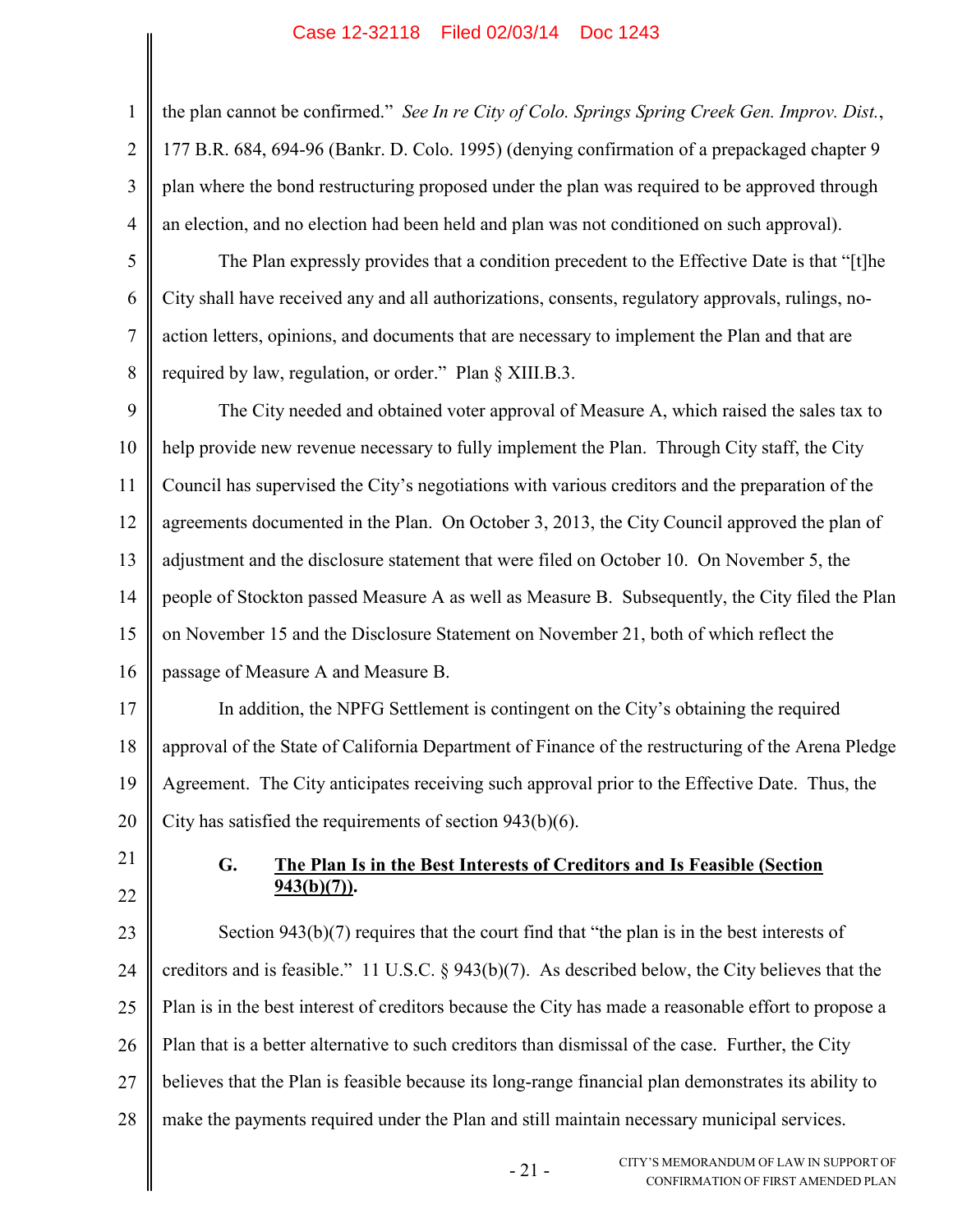the plan cannot be confirmed." *See In re City of Colo. Springs Spring Creek Gen. Improv. Dist.*, 177 B.R. 684, 694-96 (Bankr. D. Colo. 1995) (denying confirmation of a prepackaged chapter 9 plan where the bond restructuring proposed under the plan was required to be approved through an election, and no election had been held and plan was not conditioned on such approval).

The Plan expressly provides that a condition precedent to the Effective Date is that "[t]he City shall have received any and all authorizations, consents, regulatory approvals, rulings, no-action letters, opinions, and documents that are necessary to implement the Plan and that are required by law, regulation, or order." Plan § XIII.B.3.

The City needed and obtained voter approval of Measure A, which raised the sales tax to help provide new revenue necessary to fully implement the Plan. Through City staff, the City Council has supervised the City's negotiations with various creditors and the preparation of the agreements documented in the Plan. On October 3, 2013, the City Council approved the plan of adjustment and the disclosure statement that were filed on October 10. On November 5, the people of Stockton passed Measure A as well as Measure B. Subsequently, the City filed the Plan on November 15 and the Disclosure Statement on November 21, both of which reflect the passage of Measure A and Measure B.

In addition, the NPFG Settlement is contingent on the City's obtaining the required approval of the State of California Department of Finance of the restructuring of the Arena Pledge Agreement. The City anticipates receiving such approval prior to the Effective Date. Thus, the City has satisfied the requirements of section 943(b)(6).

### G. <u>The Plan Is in the Best Interests of Creditors and Is Feasible (Section 943(b)(7)).</u>

Section 943(b)(7) requires that the court find that "the plan is in the best interests of creditors and is feasible." 11 U.S.C. § 943(b)(7). As described below, the City believes that the Plan is in the best interest of creditors because the City has made a reasonable effort to propose a Plan that is a better alternative to such creditors than dismissal of the case. Further, the City believes that the Plan is feasible because its long-range financial plan demonstrates its ability to make the payments required under the Plan and still maintain necessary municipal services.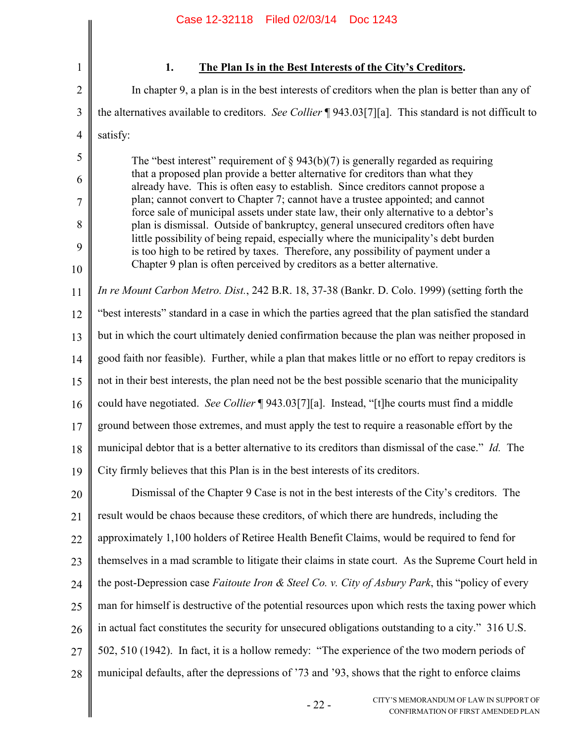### 1. **The Plan Is in the Best Interests of the City's Creditors.**

In chapter 9, a plan is in the best interests of creditors when the plan is better than any of the alternatives available to creditors. *See Collier* ¶ 943.03[7][a]. This standard is not difficult to satisfy:

> The "best interest" requirement of § 943(b)(7) is generally regarded as requiring that a proposed plan provide a better alternative for creditors than what they already have. This is often easy to establish. Since creditors cannot propose a plan; cannot convert to Chapter 7; cannot have a trustee appointed; and cannot force sale of municipal assets under state law, their only alternative to a debtor's plan is dismissal. Outside of bankruptcy, general unsecured creditors often have little possibility of being repaid, especially where the municipality's debt burden is too high to be retired by taxes. Therefore, any possibility of payment under a Chapter 9 plan is often perceived by creditors as a better alternative.

*In re Mount Carbon Metro. Dist.*, 242 B.R. 18, 37-38 (Bankr. D. Colo. 1999) (setting forth the "best interests" standard in a case in which the parties agreed that the plan satisfied the standard but in which the court ultimately denied confirmation because the plan was neither proposed in good faith nor feasible). Further, while a plan that makes little or no effort to repay creditors is not in their best interests, the plan need not be the best possible scenario that the municipality could have negotiated. *See Collier* ¶ 943.03[7][a]. Instead, "[t]he courts must find a middle ground between those extremes, and must apply the test to require a reasonable effort by the municipal debtor that is a better alternative to its creditors than dismissal of the case." *Id.* The City firmly believes that this Plan is in the best interests of its creditors.

Dismissal of the Chapter 9 Case is not in the best interests of the City's creditors. The result would be chaos because these creditors, of which there are hundreds, including the approximately 1,100 holders of Retiree Health Benefit Claims, would be required to fend for themselves in a mad scramble to litigate their claims in state court. As the Supreme Court held in the post-Depression case *Faitoute Iron & Steel Co. v. City of Asbury Park*, this "policy of every man for himself is destructive of the potential resources upon which rests the taxing power which in actual fact constitutes the security for unsecured obligations outstanding to a city." 316 U.S. 502, 510 (1942). In fact, it is a hollow remedy: "The experience of the two modern periods of municipal defaults, after the depressions of '73 and '93, shows that the right to enforce claims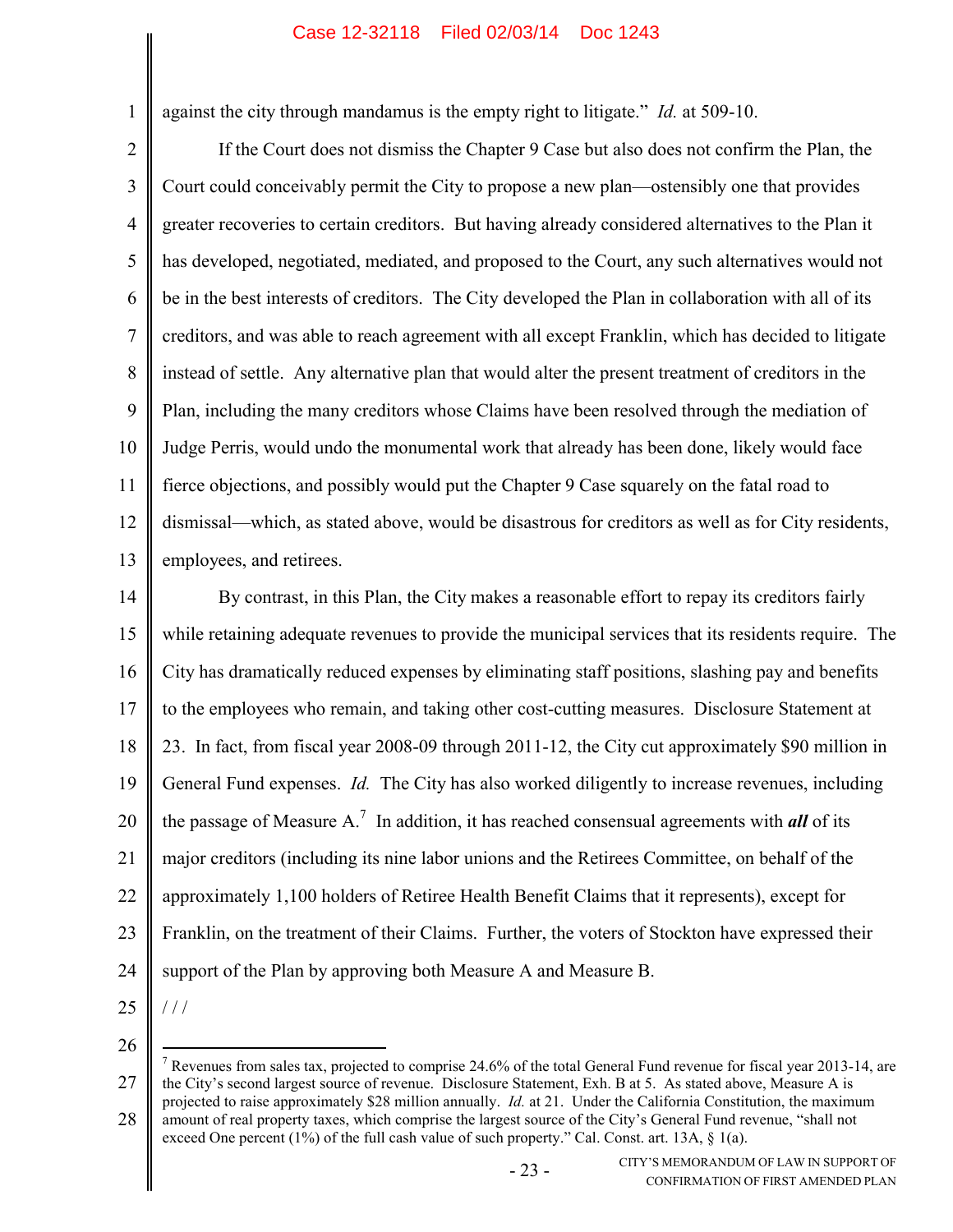against the city through mandamus is the empty right to litigate." *Id.* at 509-10.

If the Court does not dismiss the Chapter 9 Case but also does not confirm the Plan, the Court could conceivably permit the City to propose a new plan—ostensibly one that provides greater recoveries to certain creditors. But having already considered alternatives to the Plan it has developed, negotiated, mediated, and proposed to the Court, any such alternatives would not be in the best interests of creditors. The City developed the Plan in collaboration with all of its creditors, and was able to reach agreement with all except Franklin, which has decided to litigate instead of settle. Any alternative plan that would alter the present treatment of creditors in the Plan, including the many creditors whose Claims have been resolved through the mediation of Judge Perris, would undo the monumental work that already has been done, likely would face fierce objections, and possibly would put the Chapter 9 Case squarely on the fatal road to dismissal—which, as stated above, would be disastrous for creditors as well as for City residents, employees, and retirees.

By contrast, in this Plan, the City makes a reasonable effort to repay its creditors fairly while retaining adequate revenues to provide the municipal services that its residents require. The City has dramatically reduced expenses by eliminating staff positions, slashing pay and benefits to the employees who remain, and taking other cost-cutting measures. Disclosure Statement at 23. In fact, from fiscal year 2008-09 through 2011-12, the City cut approximately $90 million in General Fund expenses. *Id.* The City has also worked diligently to increase revenues, including the passage of Measure A.[7] In addition, it has reached consensual agreements with ***all*** of its major creditors (including its nine labor unions and the Retirees Committee, on behalf of the approximately 1,100 holders of Retiree Health Benefit Claims that it represents), except for Franklin, on the treatment of their Claims. Further, the voters of Stockton have expressed their support of the Plan by approving both Measure A and Measure B.

/ / /

---

[7] Revenues from sales tax, projected to comprise 24.6% of the total General Fund revenue for fiscal year 2013-14, are the City's second largest source of revenue. Disclosure Statement, Exh. B at 5. As stated above, Measure A is projected to raise approximately $28 million annually. *Id.* at 21. Under the California Constitution, the maximum amount of real property taxes, which comprise the largest source of the City's General Fund revenue, "shall not exceed One percent (1%) of the full cash value of such property." Cal. Const. art. 13A, § 1(a).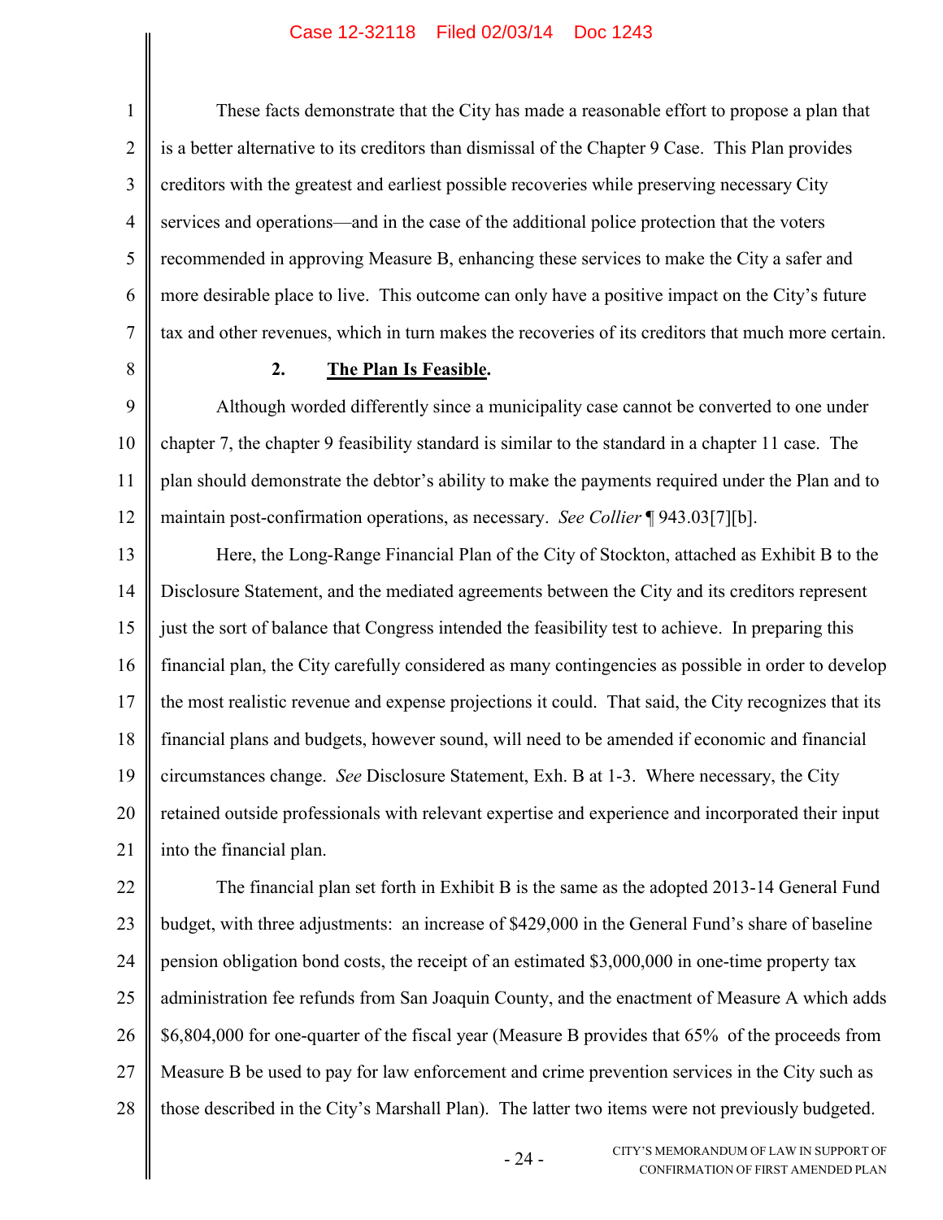These facts demonstrate that the City has made a reasonable effort to propose a plan that is a better alternative to its creditors than dismissal of the Chapter 9 Case. This Plan provides creditors with the greatest and earliest possible recoveries while preserving necessary City services and operations—and in the case of the additional police protection that the voters recommended in approving Measure B, enhancing these services to make the City a safer and more desirable place to live. This outcome can only have a positive impact on the City's future tax and other revenues, which in turn makes the recoveries of its creditors that much more certain.

**2. <u>The Plan Is Feasible</u>.**

Although worded differently since a municipality case cannot be converted to one under chapter 7, the chapter 9 feasibility standard is similar to the standard in a chapter 11 case. The plan should demonstrate the debtor's ability to make the payments required under the Plan and to maintain post-confirmation operations, as necessary. *See Collier* ¶ 943.03[7][b].

Here, the Long-Range Financial Plan of the City of Stockton, attached as Exhibit B to the Disclosure Statement, and the mediated agreements between the City and its creditors represent just the sort of balance that Congress intended the feasibility test to achieve. In preparing this financial plan, the City carefully considered as many contingencies as possible in order to develop the most realistic revenue and expense projections it could. That said, the City recognizes that its financial plans and budgets, however sound, will need to be amended if economic and financial circumstances change. *See* Disclosure Statement, Exh. B at 1-3. Where necessary, the City retained outside professionals with relevant expertise and experience and incorporated their input into the financial plan.

The financial plan set forth in Exhibit B is the same as the adopted 2013-14 General Fund budget, with three adjustments: an increase of $429,000 in the General Fund's share of baseline pension obligation bond costs, the receipt of an estimated $3,000,000 in one-time property tax administration fee refunds from San Joaquin County, and the enactment of Measure A which adds $6,804,000 for one-quarter of the fiscal year (Measure B provides that 65% of the proceeds from Measure B be used to pay for law enforcement and crime prevention services in the City such as those described in the City's Marshall Plan). The latter two items were not previously budgeted.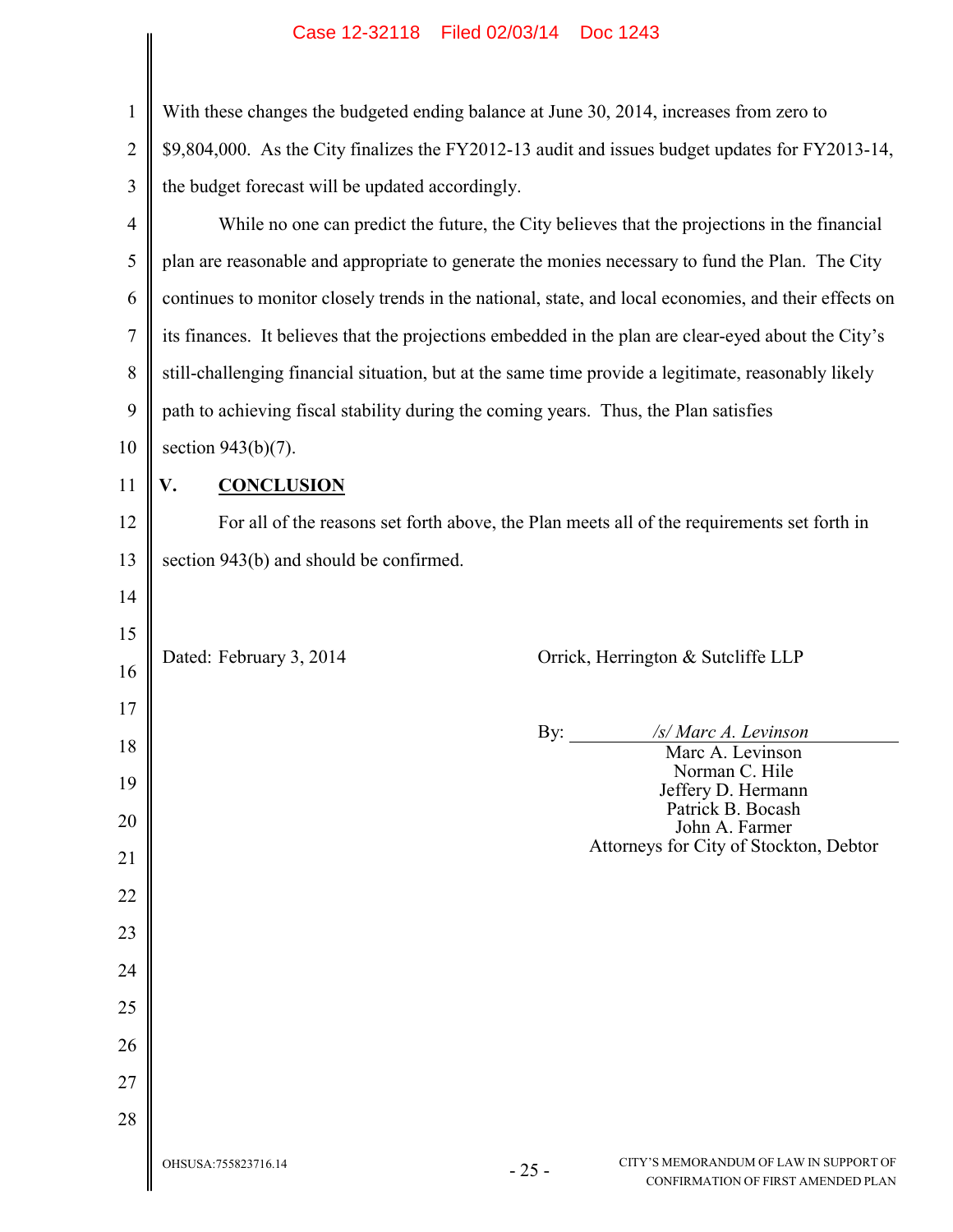With these changes the budgeted ending balance at June 30, 2014, increases from zero to $9,804,000. As the City finalizes the FY2012-13 audit and issues budget updates for FY2013-14, the budget forecast will be updated accordingly.

While no one can predict the future, the City believes that the projections in the financial plan are reasonable and appropriate to generate the monies necessary to fund the Plan. The City continues to monitor closely trends in the national, state, and local economies, and their effects on its finances. It believes that the projections embedded in the plan are clear-eyed about the City's still-challenging financial situation, but at the same time provide a legitimate, reasonably likely path to achieving fiscal stability during the coming years. Thus, the Plan satisfies section 943(b)(7).

## V. CONCLUSION

For all of the reasons set forth above, the Plan meets all of the requirements set forth in section 943(b) and should be confirmed.

Dated: February 3, 2014

Orrick, Herrington & Sutcliffe LLP

By: */s/ Marc A. Levinson*
Marc A. Levinson
Norman C. Hile
Jeffery D. Hermann
Patrick B. Bocash
John A. Farmer
Attorneys for City of Stockton, Debtor